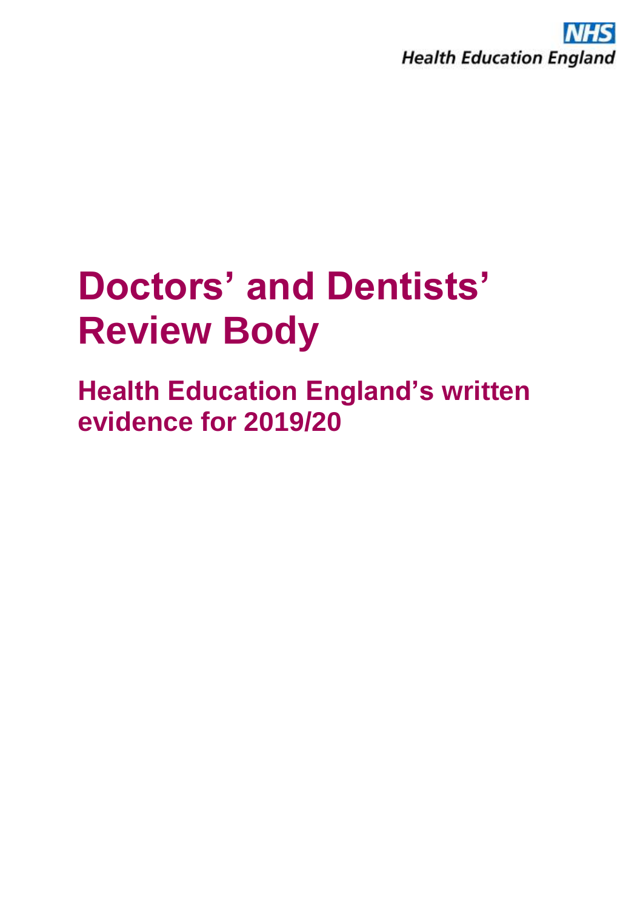NHS
Health Education England

# Doctors' and Dentists' Review Body

## Health Education England's written evidence for 2019/20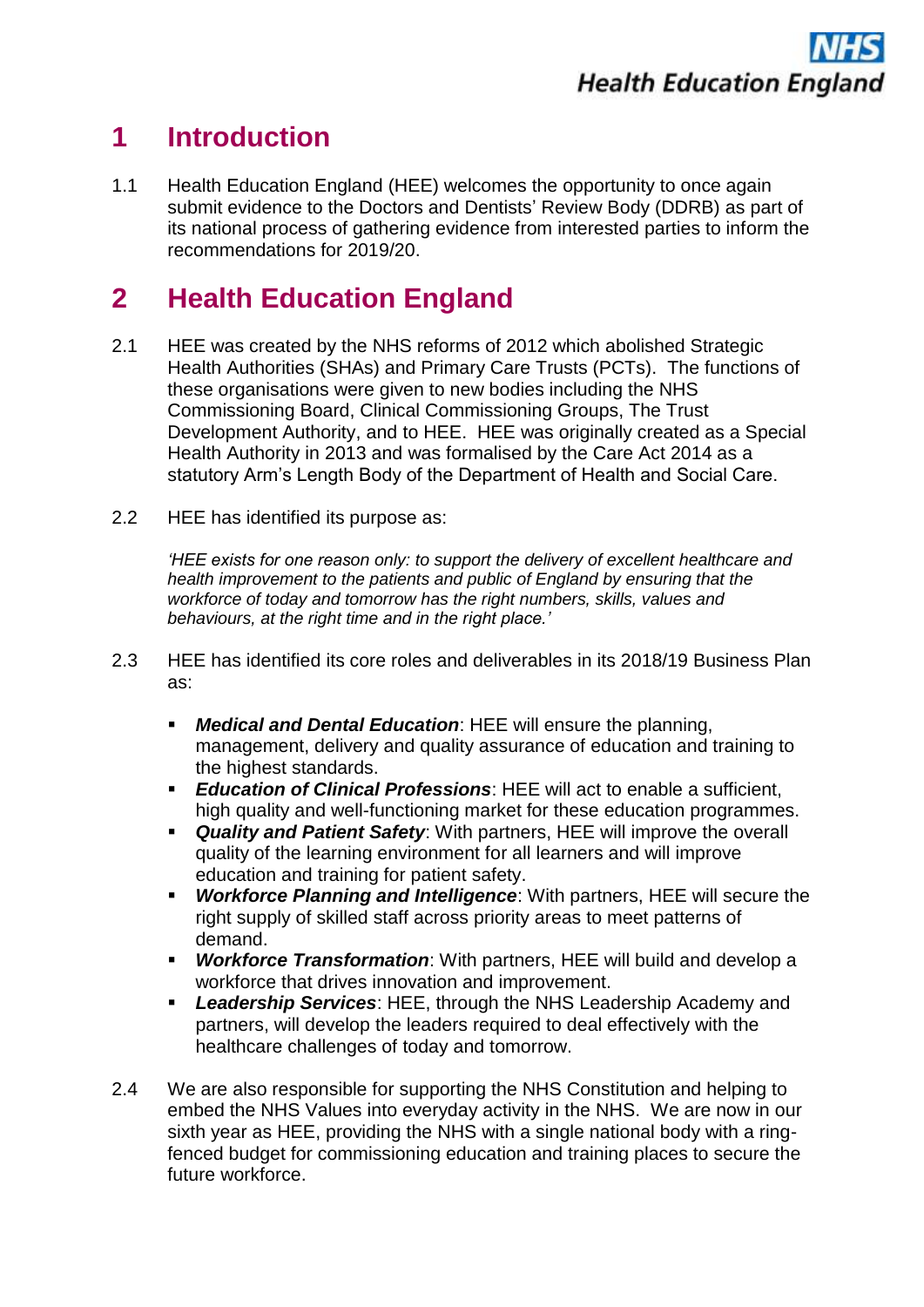# 1 Introduction

1.1 Health Education England (HEE) welcomes the opportunity to once again submit evidence to the Doctors and Dentists' Review Body (DDRB) as part of its national process of gathering evidence from interested parties to inform the recommendations for 2019/20.

# 2 Health Education England

2.1 HEE was created by the NHS reforms of 2012 which abolished Strategic Health Authorities (SHAs) and Primary Care Trusts (PCTs). The functions of these organisations were given to new bodies including the NHS Commissioning Board, Clinical Commissioning Groups, The Trust Development Authority, and to HEE. HEE was originally created as a Special Health Authority in 2013 and was formalised by the Care Act 2014 as a statutory Arm's Length Body of the Department of Health and Social Care.

2.2 HEE has identified its purpose as:

*'HEE exists for one reason only: to support the delivery of excellent healthcare and health improvement to the patients and public of England by ensuring that the workforce of today and tomorrow has the right numbers, skills, values and behaviours, at the right time and in the right place.'*

2.3 HEE has identified its core roles and deliverables in its 2018/19 Business Plan as:

- ***Medical and Dental Education***: HEE will ensure the planning, management, delivery and quality assurance of education and training to the highest standards.
- ***Education of Clinical Professions***: HEE will act to enable a sufficient, high quality and well-functioning market for these education programmes.
- ***Quality and Patient Safety***: With partners, HEE will improve the overall quality of the learning environment for all learners and will improve education and training for patient safety.
- ***Workforce Planning and Intelligence***: With partners, HEE will secure the right supply of skilled staff across priority areas to meet patterns of demand.
- ***Workforce Transformation***: With partners, HEE will build and develop a workforce that drives innovation and improvement.
- ***Leadership Services***: HEE, through the NHS Leadership Academy and partners, will develop the leaders required to deal effectively with the healthcare challenges of today and tomorrow.

2.4 We are also responsible for supporting the NHS Constitution and helping to embed the NHS Values into everyday activity in the NHS. We are now in our sixth year as HEE, providing the NHS with a single national body with a ring-fenced budget for commissioning education and training places to secure the future workforce.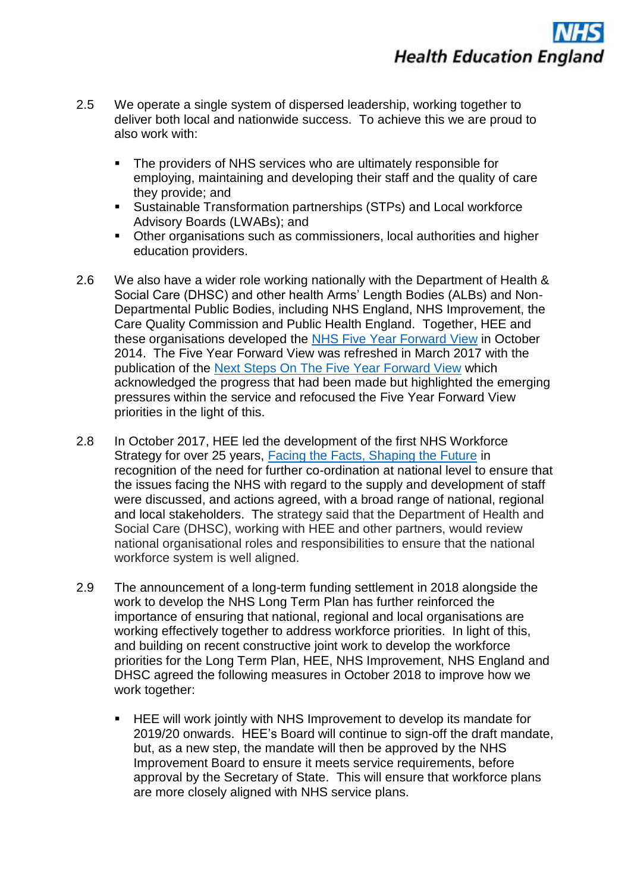2.5 We operate a single system of dispersed leadership, working together to deliver both local and nationwide success. To achieve this we are proud to also work with:

- The providers of NHS services who are ultimately responsible for employing, maintaining and developing their staff and the quality of care they provide; and
- Sustainable Transformation partnerships (STPs) and Local workforce Advisory Boards (LWABs); and
- Other organisations such as commissioners, local authorities and higher education providers.

2.6 We also have a wider role working nationally with the Department of Health & Social Care (DHSC) and other health Arms' Length Bodies (ALBs) and Non-Departmental Public Bodies, including NHS England, NHS Improvement, the Care Quality Commission and Public Health England. Together, HEE and these organisations developed the NHS Five Year Forward View in October 2014. The Five Year Forward View was refreshed in March 2017 with the publication of the Next Steps On The Five Year Forward View which acknowledged the progress that had been made but highlighted the emerging pressures within the service and refocused the Five Year Forward View priorities in the light of this.

2.8 In October 2017, HEE led the development of the first NHS Workforce Strategy for over 25 years, Facing the Facts, Shaping the Future in recognition of the need for further co-ordination at national level to ensure that the issues facing the NHS with regard to the supply and development of staff were discussed, and actions agreed, with a broad range of national, regional and local stakeholders. The strategy said that the Department of Health and Social Care (DHSC), working with HEE and other partners, would review national organisational roles and responsibilities to ensure that the national workforce system is well aligned.

2.9 The announcement of a long-term funding settlement in 2018 alongside the work to develop the NHS Long Term Plan has further reinforced the importance of ensuring that national, regional and local organisations are working effectively together to address workforce priorities. In light of this, and building on recent constructive joint work to develop the workforce priorities for the Long Term Plan, HEE, NHS Improvement, NHS England and DHSC agreed the following measures in October 2018 to improve how we work together:

- HEE will work jointly with NHS Improvement to develop its mandate for 2019/20 onwards. HEE's Board will continue to sign-off the draft mandate, but, as a new step, the mandate will then be approved by the NHS Improvement Board to ensure it meets service requirements, before approval by the Secretary of State. This will ensure that workforce plans are more closely aligned with NHS service plans.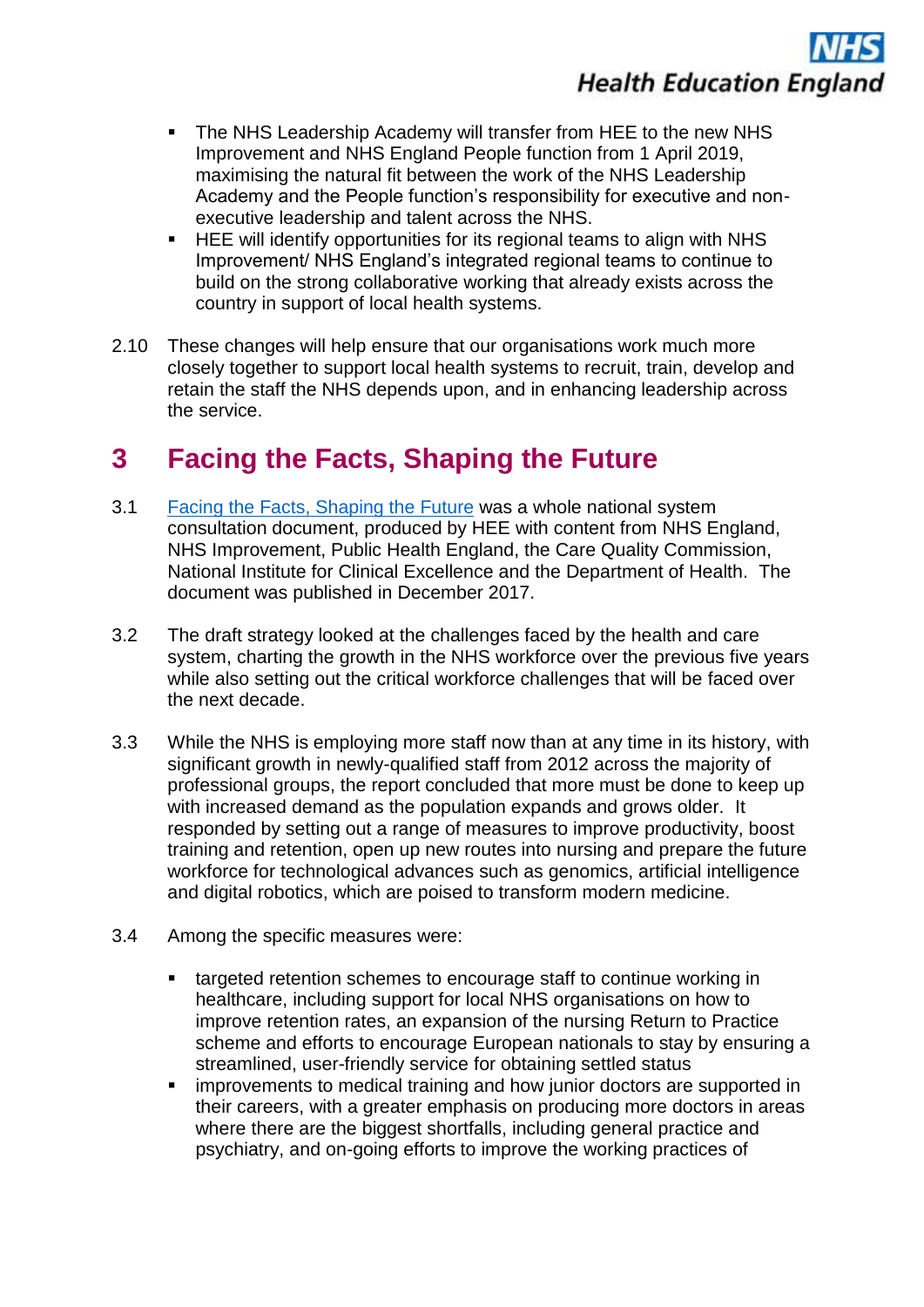- The NHS Leadership Academy will transfer from HEE to the new NHS Improvement and NHS England People function from 1 April 2019, maximising the natural fit between the work of the NHS Leadership Academy and the People function's responsibility for executive and non-executive leadership and talent across the NHS.
- HEE will identify opportunities for its regional teams to align with NHS Improvement/ NHS England's integrated regional teams to continue to build on the strong collaborative working that already exists across the country in support of local health systems.

2.10 These changes will help ensure that our organisations work much more closely together to support local health systems to recruit, train, develop and retain the staff the NHS depends upon, and in enhancing leadership across the service.

# 3 Facing the Facts, Shaping the Future

3.1 Facing the Facts, Shaping the Future was a whole national system consultation document, produced by HEE with content from NHS England, NHS Improvement, Public Health England, the Care Quality Commission, National Institute for Clinical Excellence and the Department of Health. The document was published in December 2017.

3.2 The draft strategy looked at the challenges faced by the health and care system, charting the growth in the NHS workforce over the previous five years while also setting out the critical workforce challenges that will be faced over the next decade.

3.3 While the NHS is employing more staff now than at any time in its history, with significant growth in newly-qualified staff from 2012 across the majority of professional groups, the report concluded that more must be done to keep up with increased demand as the population expands and grows older. It responded by setting out a range of measures to improve productivity, boost training and retention, open up new routes into nursing and prepare the future workforce for technological advances such as genomics, artificial intelligence and digital robotics, which are poised to transform modern medicine.

3.4 Among the specific measures were:

- targeted retention schemes to encourage staff to continue working in healthcare, including support for local NHS organisations on how to improve retention rates, an expansion of the nursing Return to Practice scheme and efforts to encourage European nationals to stay by ensuring a streamlined, user-friendly service for obtaining settled status
- improvements to medical training and how junior doctors are supported in their careers, with a greater emphasis on producing more doctors in areas where there are the biggest shortfalls, including general practice and psychiatry, and on-going efforts to improve the working practices of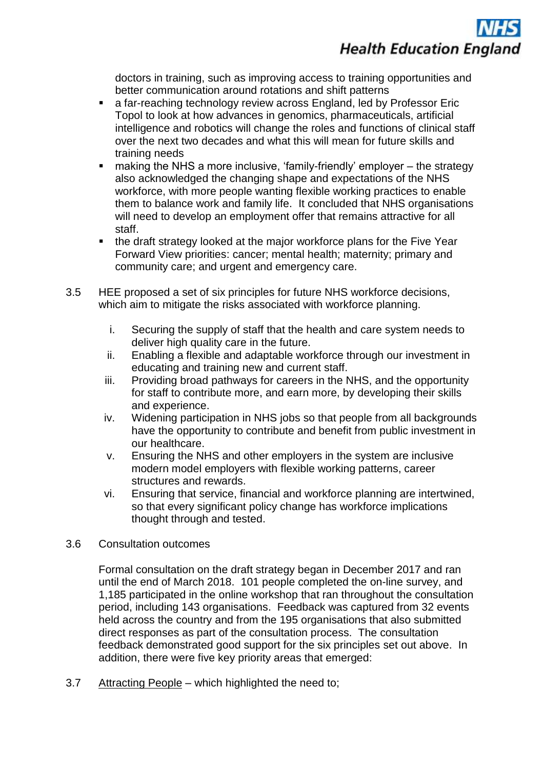doctors in training, such as improving access to training opportunities and better communication around rotations and shift patterns

- a far-reaching technology review across England, led by Professor Eric Topol to look at how advances in genomics, pharmaceuticals, artificial intelligence and robotics will change the roles and functions of clinical staff over the next two decades and what this will mean for future skills and training needs
- making the NHS a more inclusive, 'family-friendly' employer – the strategy also acknowledged the changing shape and expectations of the NHS workforce, with more people wanting flexible working practices to enable them to balance work and family life. It concluded that NHS organisations will need to develop an employment offer that remains attractive for all staff.
- the draft strategy looked at the major workforce plans for the Five Year Forward View priorities: cancer; mental health; maternity; primary and community care; and urgent and emergency care.

3.5 HEE proposed a set of six principles for future NHS workforce decisions, which aim to mitigate the risks associated with workforce planning.

i. Securing the supply of staff that the health and care system needs to deliver high quality care in the future.
ii. Enabling a flexible and adaptable workforce through our investment in educating and training new and current staff.
iii. Providing broad pathways for careers in the NHS, and the opportunity for staff to contribute more, and earn more, by developing their skills and experience.
iv. Widening participation in NHS jobs so that people from all backgrounds have the opportunity to contribute and benefit from public investment in our healthcare.
v. Ensuring the NHS and other employers in the system are inclusive modern model employers with flexible working patterns, career structures and rewards.
vi. Ensuring that service, financial and workforce planning are intertwined, so that every significant policy change has workforce implications thought through and tested.

3.6 Consultation outcomes

Formal consultation on the draft strategy began in December 2017 and ran until the end of March 2018. 101 people completed the on-line survey, and 1,185 participated in the online workshop that ran throughout the consultation period, including 143 organisations. Feedback was captured from 32 events held across the country and from the 195 organisations that also submitted direct responses as part of the consultation process. The consultation feedback demonstrated good support for the six principles set out above. In addition, there were five key priority areas that emerged:

3.7 Attracting People – which highlighted the need to;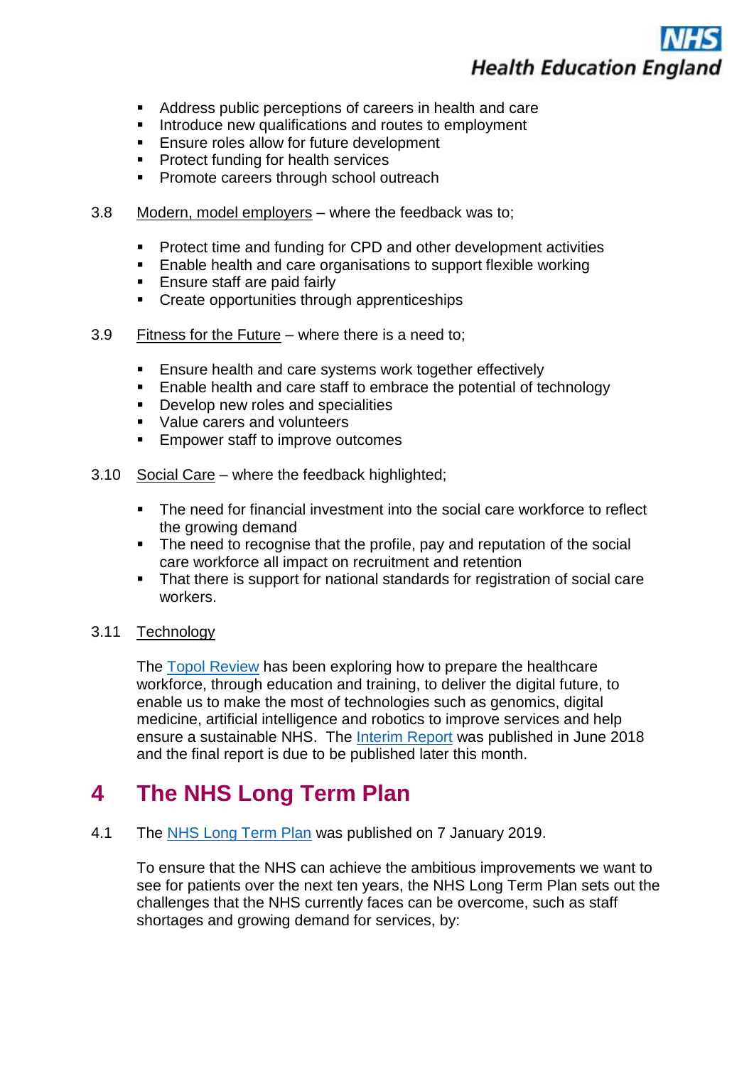- Address public perceptions of careers in health and care
- Introduce new qualifications and routes to employment
- Ensure roles allow for future development
- Protect funding for health services
- Promote careers through school outreach

3.8 Modern, model employers – where the feedback was to;

- Protect time and funding for CPD and other development activities
- Enable health and care organisations to support flexible working
- Ensure staff are paid fairly
- Create opportunities through apprenticeships

3.9 Fitness for the Future – where there is a need to;

- Ensure health and care systems work together effectively
- Enable health and care staff to embrace the potential of technology
- Develop new roles and specialities
- Value carers and volunteers
- Empower staff to improve outcomes

3.10 Social Care – where the feedback highlighted;

- The need for financial investment into the social care workforce to reflect the growing demand
- The need to recognise that the profile, pay and reputation of the social care workforce all impact on recruitment and retention
- That there is support for national standards for registration of social care workers.

3.11 Technology

The Topol Review has been exploring how to prepare the healthcare workforce, through education and training, to deliver the digital future, to enable us to make the most of technologies such as genomics, digital medicine, artificial intelligence and robotics to improve services and help ensure a sustainable NHS. The Interim Report was published in June 2018 and the final report is due to be published later this month.

# 4 The NHS Long Term Plan

4.1 The NHS Long Term Plan was published on 7 January 2019.

To ensure that the NHS can achieve the ambitious improvements we want to see for patients over the next ten years, the NHS Long Term Plan sets out the challenges that the NHS currently faces can be overcome, such as staff shortages and growing demand for services, by: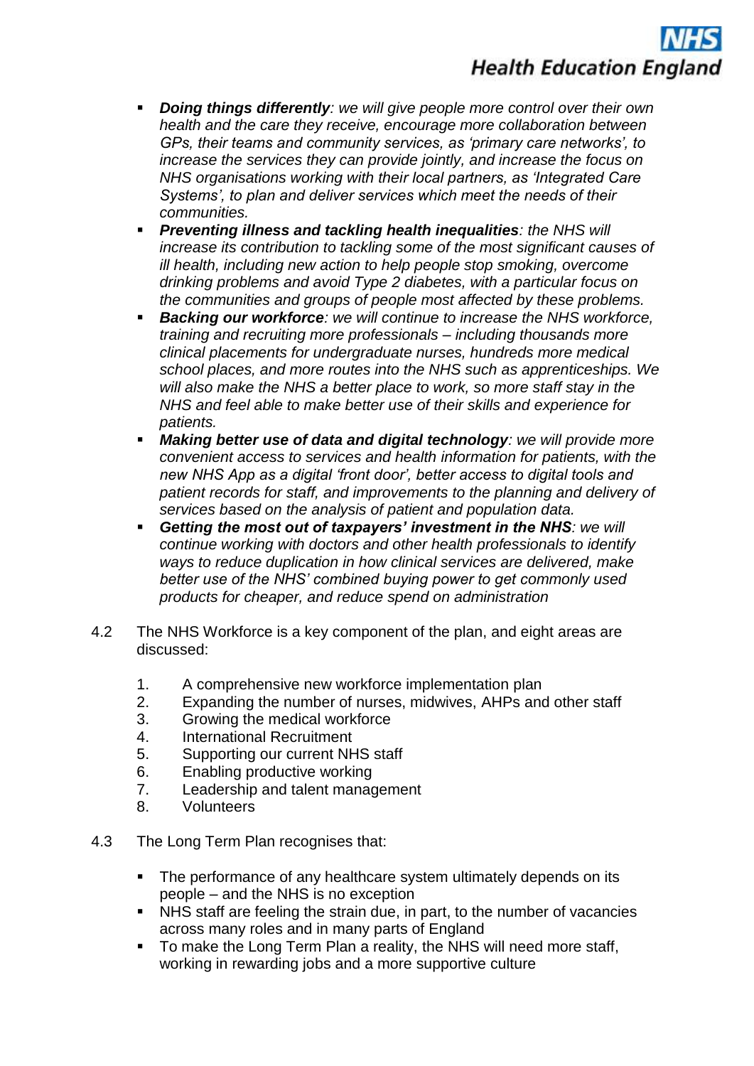- ***Doing things differently****: we will give people more control over their own health and the care they receive, encourage more collaboration between GPs, their teams and community services, as 'primary care networks', to increase the services they can provide jointly, and increase the focus on NHS organisations working with their local partners, as 'Integrated Care Systems', to plan and deliver services which meet the needs of their communities.*
- ***Preventing illness and tackling health inequalities****: the NHS will increase its contribution to tackling some of the most significant causes of ill health, including new action to help people stop smoking, overcome drinking problems and avoid Type 2 diabetes, with a particular focus on the communities and groups of people most affected by these problems.*
- ***Backing our workforce****: we will continue to increase the NHS workforce, training and recruiting more professionals – including thousands more clinical placements for undergraduate nurses, hundreds more medical school places, and more routes into the NHS such as apprenticeships. We will also make the NHS a better place to work, so more staff stay in the NHS and feel able to make better use of their skills and experience for patients.*
- ***Making better use of data and digital technology****: we will provide more convenient access to services and health information for patients, with the new NHS App as a digital 'front door', better access to digital tools and patient records for staff, and improvements to the planning and delivery of services based on the analysis of patient and population data.*
- ***Getting the most out of taxpayers' investment in the NHS****: we will continue working with doctors and other health professionals to identify ways to reduce duplication in how clinical services are delivered, make better use of the NHS' combined buying power to get commonly used products for cheaper, and reduce spend on administration*

4.2 The NHS Workforce is a key component of the plan, and eight areas are discussed:

1. A comprehensive new workforce implementation plan
2. Expanding the number of nurses, midwives, AHPs and other staff
3. Growing the medical workforce
4. International Recruitment
5. Supporting our current NHS staff
6. Enabling productive working
7. Leadership and talent management
8. Volunteers

4.3 The Long Term Plan recognises that:

- The performance of any healthcare system ultimately depends on its people – and the NHS is no exception
- NHS staff are feeling the strain due, in part, to the number of vacancies across many roles and in many parts of England
- To make the Long Term Plan a reality, the NHS will need more staff, working in rewarding jobs and a more supportive culture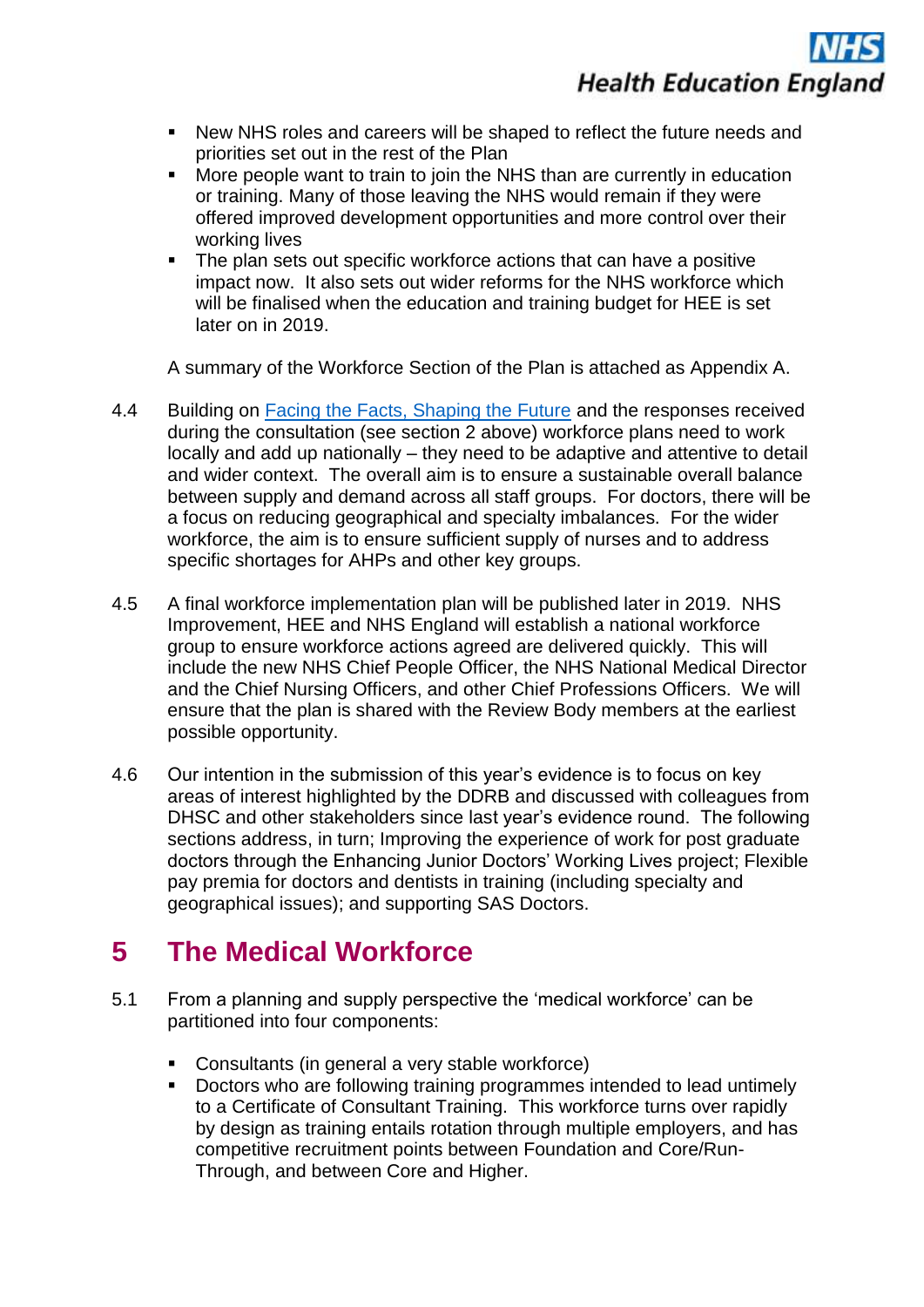- New NHS roles and careers will be shaped to reflect the future needs and priorities set out in the rest of the Plan
- More people want to train to join the NHS than are currently in education or training. Many of those leaving the NHS would remain if they were offered improved development opportunities and more control over their working lives
- The plan sets out specific workforce actions that can have a positive impact now. It also sets out wider reforms for the NHS workforce which will be finalised when the education and training budget for HEE is set later on in 2019.

A summary of the Workforce Section of the Plan is attached as Appendix A.

4.4 Building on Facing the Facts, Shaping the Future and the responses received during the consultation (see section 2 above) workforce plans need to work locally and add up nationally – they need to be adaptive and attentive to detail and wider context. The overall aim is to ensure a sustainable overall balance between supply and demand across all staff groups. For doctors, there will be a focus on reducing geographical and specialty imbalances. For the wider workforce, the aim is to ensure sufficient supply of nurses and to address specific shortages for AHPs and other key groups.

4.5 A final workforce implementation plan will be published later in 2019. NHS Improvement, HEE and NHS England will establish a national workforce group to ensure workforce actions agreed are delivered quickly. This will include the new NHS Chief People Officer, the NHS National Medical Director and the Chief Nursing Officers, and other Chief Professions Officers. We will ensure that the plan is shared with the Review Body members at the earliest possible opportunity.

4.6 Our intention in the submission of this year's evidence is to focus on key areas of interest highlighted by the DDRB and discussed with colleagues from DHSC and other stakeholders since last year's evidence round. The following sections address, in turn; Improving the experience of work for post graduate doctors through the Enhancing Junior Doctors' Working Lives project; Flexible pay premia for doctors and dentists in training (including specialty and geographical issues); and supporting SAS Doctors.

# 5 The Medical Workforce

5.1 From a planning and supply perspective the 'medical workforce' can be partitioned into four components:

- Consultants (in general a very stable workforce)
- Doctors who are following training programmes intended to lead untimely to a Certificate of Consultant Training. This workforce turns over rapidly by design as training entails rotation through multiple employers, and has competitive recruitment points between Foundation and Core/Run-Through, and between Core and Higher.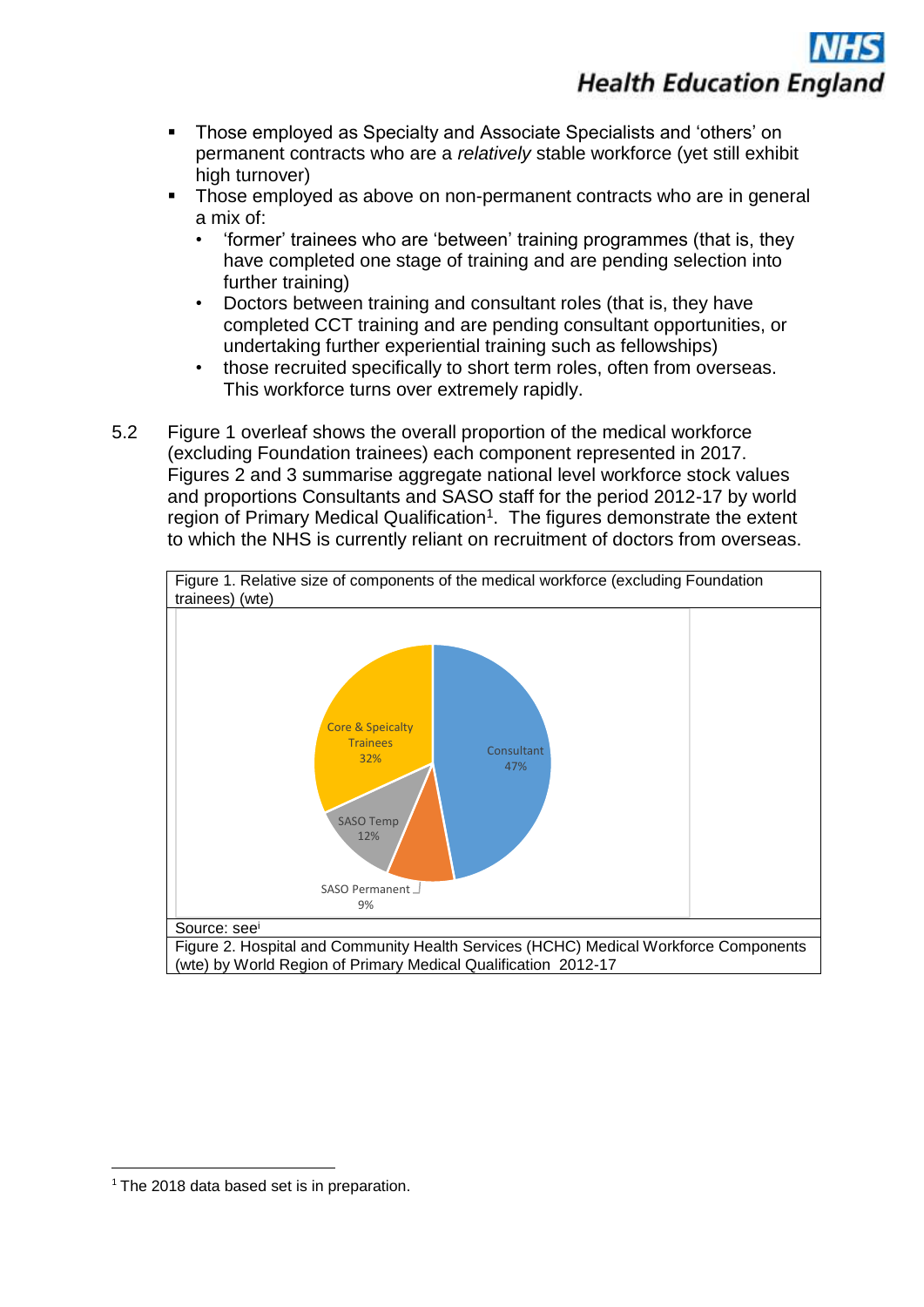- Those employed as Specialty and Associate Specialists and ‘others’ on permanent contracts who are a *relatively* stable workforce (yet still exhibit high turnover)
- Those employed as above on non-permanent contracts who are in general a mix of:
  - ‘former’ trainees who are ‘between’ training programmes (that is, they have completed one stage of training and are pending selection into further training)
  - Doctors between training and consultant roles (that is, they have completed CCT training and are pending consultant opportunities, or undertaking further experiential training such as fellowships)
  - those recruited specifically to short term roles, often from overseas. This workforce turns over extremely rapidly.

5.2 Figure 1 overleaf shows the overall proportion of the medical workforce (excluding Foundation trainees) each component represented in 2017. Figures 2 and 3 summarise aggregate national level workforce stock values and proportions Consultants and SASO staff for the period 2012-17 by world region of Primary Medical Qualification[1]. The figures demonstrate the extent to which the NHS is currently reliant on recruitment of doctors from overseas.

Figure 1. Relative size of components of the medical workforce (excluding Foundation trainees) (wte)

| Component | Share |
|---|---|
| Consultant | 47% |
| Core & Speicalty Trainees | 32% |
| SASO Temp | 12% |
| SASO Permanent | 9% |

Source: see[i]

Figure 2. Hospital and Community Health Services (HCHC) Medical Workforce Components (wte) by World Region of Primary Medical Qualification 2012-17

[1] The 2018 data based set is in preparation.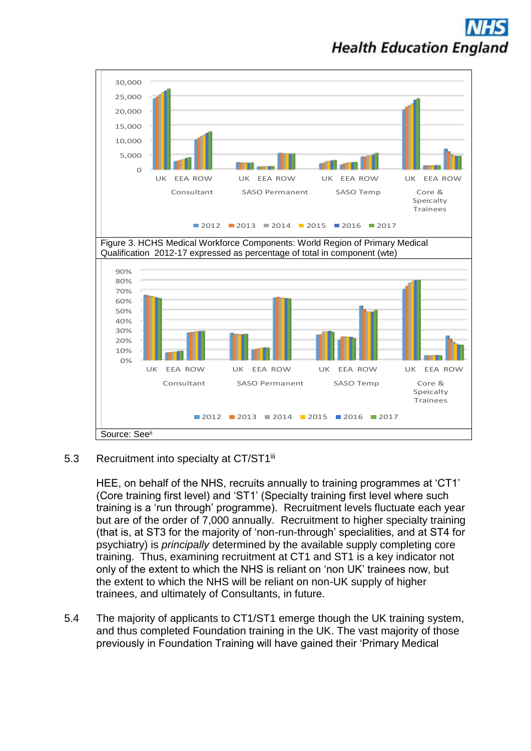Figure 3. HCHS Medical Workforce Components: World Region of Primary Medical Qualification 2012-17 expressed as percentage of total in component (wte)

Source: See[ii]

5.3 Recruitment into specialty at CT/ST1[iii]

HEE, on behalf of the NHS, recruits annually to training programmes at 'CT1' (Core training first level) and 'ST1' (Specialty training first level where such training is a 'run through' programme). Recruitment levels fluctuate each year but are of the order of 7,000 annually. Recruitment to higher specialty training (that is, at ST3 for the majority of 'non-run-through' specialities, and at ST4 for psychiatry) is *principally* determined by the available supply completing core training. Thus, examining recruitment at CT1 and ST1 is a key indicator not only of the extent to which the NHS is reliant on 'non UK' trainees now, but the extent to which the NHS will be reliant on non-UK supply of higher trainees, and ultimately of Consultants, in future.

5.4 The majority of applicants to CT1/ST1 emerge though the UK training system, and thus completed Foundation training in the UK. The vast majority of those previously in Foundation Training will have gained their 'Primary Medical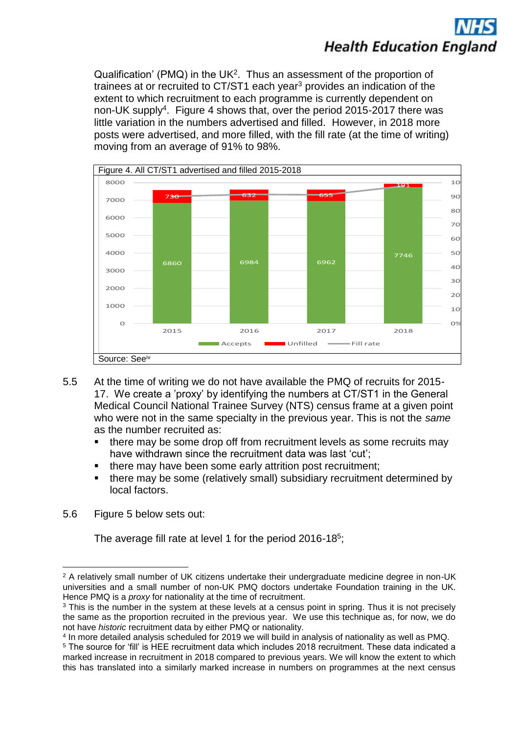Qualification' (PMQ) in the UK[2]. Thus an assessment of the proportion of trainees at or recruited to CT/ST1 each year[3] provides an indication of the extent to which recruitment to each programme is currently dependent on non-UK supply[4]. Figure 4 shows that, over the period 2015-2017 there was little variation in the numbers advertised and filled. However, in 2018 more posts were advertised, and more filled, with the fill rate (at the time of writing) moving from an average of 91% to 98%.

Figure 4. All CT/ST1 advertised and filled 2015-2018

| Year | Accepts | Unfilled |
|---|---|---|
| 2015 | 6860 | 730 |
| 2016 | 6984 | 632 |
| 2017 | 6962 | 655 |
| 2018 | 7746 | 191 |

Source: See[iv]

5.5 At the time of writing we do not have available the PMQ of recruits for 2015-17. We create a 'proxy' by identifying the numbers at CT/ST1 in the General Medical Council National Trainee Survey (NTS) census frame at a given point who were not in the same specialty in the previous year. This is not the *same* as the number recruited as:

- there may be some drop off from recruitment levels as some recruits may have withdrawn since the recruitment data was last 'cut';
- there may have been some early attrition post recruitment;
- there may be some (relatively small) subsidiary recruitment determined by local factors.

5.6 Figure 5 below sets out:

The average fill rate at level 1 for the period 2016-18[5];

---

[2] A relatively small number of UK citizens undertake their undergraduate medicine degree in non-UK universities and a small number of non-UK PMQ doctors undertake Foundation training in the UK. Hence PMQ is a *proxy* for nationality at the time of recruitment.

[3] This is the number in the system at these levels at a census point in spring. Thus it is not precisely the same as the proportion recruited in the previous year. We use this technique as, for now, we do not have *historic* recruitment data by either PMQ or nationality.

[4] In more detailed analysis scheduled for 2019 we will build in analysis of nationality as well as PMQ.

[5] The source for 'fill' is HEE recruitment data which includes 2018 recruitment. These data indicated a marked increase in recruitment in 2018 compared to previous years. We will know the extent to which this has translated into a similarly marked increase in numbers on programmes at the next census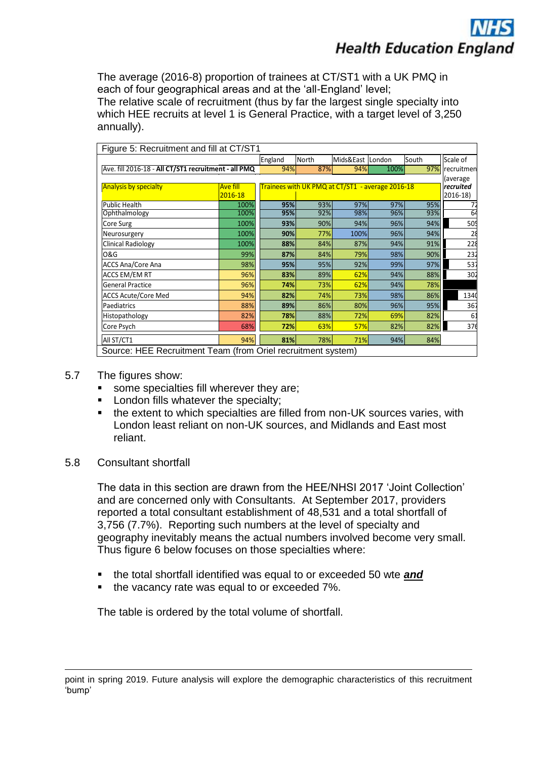The average (2016-8) proportion of trainees at CT/ST1 with a UK PMQ in each of four geographical areas and at the 'all-England' level;
The relative scale of recruitment (thus by far the largest single specialty into which HEE recruits at level 1 is General Practice, with a target level of 3,250 annually).

Figure 5: Recruitment and fill at CT/ST1

| | | England | North | Mids&East | London | South | Scale of recruitmen |
|---|---|---|---|---|---|---|---|
| Ave. fill 2016-18 - **All CT/ST1 recruitment - all PMQ** | | 94% | 87% | 94% | 100% | 97% | (average |
| Analysis by specialty | Ave fill 2016-18 | Trainees with UK PMQ at CT/ST1 - average 2016-18 | | | | | ***recruited*** 2016-18) |
| Public Health | 100% | **95%** | 93% | 97% | 97% | 95% | 72 |
| Ophthalmology | 100% | **95%** | 92% | 98% | 96% | 93% | 64 |
| Core Surg | 100% | **93%** | 90% | 94% | 96% | 94% | 505 |
| Neurosurgery | 100% | **90%** | 77% | 100% | 96% | 94% | 28 |
| Clinical Radiology | 100% | **88%** | 84% | 87% | 94% | 91% | 228 |
| O&G | 99% | **87%** | 84% | 79% | 98% | 90% | 232 |
| ACCS Ana/Core Ana | 98% | **95%** | 95% | 92% | 99% | 97% | 537 |
| ACCS EM/EM RT | 96% | **83%** | 89% | 62% | 94% | 88% | 302 |
| General Practice | 96% | **74%** | 73% | 62% | 94% | 78% | |
| ACCS Acute/Core Med | 94% | **82%** | 74% | 73% | 98% | 86% | 1340 |
| Paediatrics | 88% | **89%** | 86% | 80% | 96% | 95% | 367 |
| Histopathology | 82% | **78%** | 88% | 72% | 69% | 82% | 61 |
| Core Psych | 68% | **72%** | 63% | 57% | 82% | 82% | 376 |
| All ST/CT1 | 94% | **81%** | 78% | 71% | 94% | 84% | |

Source: HEE Recruitment Team (from Oriel recruitment system)

5.7 The figures show:

- some specialties fill wherever they are;
- London fills whatever the specialty;
- the extent to which specialties are filled from non-UK sources varies, with London least reliant on non-UK sources, and Midlands and East most reliant.

5.8 Consultant shortfall

The data in this section are drawn from the HEE/NHSI 2017 'Joint Collection' and are concerned only with Consultants. At September 2017, providers reported a total consultant establishment of 48,531 and a total shortfall of 3,756 (7.7%). Reporting such numbers at the level of specialty and geography inevitably means the actual numbers involved become very small. Thus figure 6 below focuses on those specialties where:

- the total shortfall identified was equal to or exceeded 50 wte ***and***
- the vacancy rate was equal to or exceeded 7%.

The table is ordered by the total volume of shortfall.

point in spring 2019. Future analysis will explore the demographic characteristics of this recruitment 'bump'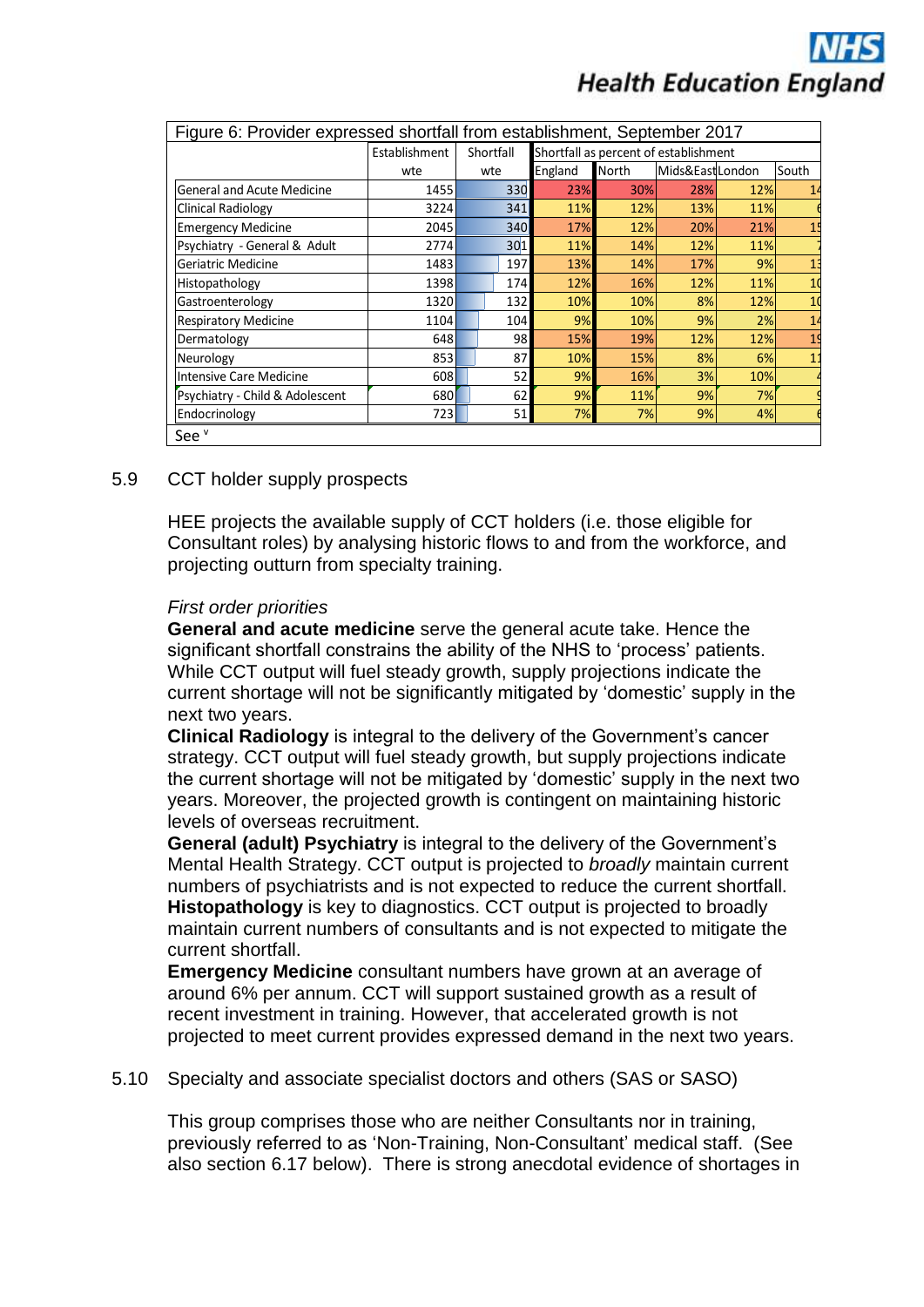| Figure 6: Provider expressed shortfall from establishment, September 2017 | | | | | | | |
|---|---|---|---|---|---|---|---|
| | Establishment | Shortfall | Shortfall as percent of establishment | | | | |
| | wte | wte | England | North | Mids&East | London | South |
| General and Acute Medicine | 1455 | 330 | 23% | 30% | 28% | 12% | 14 |
| Clinical Radiology | 3224 | 341 | 11% | 12% | 13% | 11% | 6 |
| Emergency Medicine | 2045 | 340 | 17% | 12% | 20% | 21% | 15 |
| Psychiatry - General & Adult | 2774 | 301 | 11% | 14% | 12% | 11% | 7 |
| Geriatric Medicine | 1483 | 197 | 13% | 14% | 17% | 9% | 13 |
| Histopathology | 1398 | 174 | 12% | 16% | 12% | 11% | 10 |
| Gastroenterology | 1320 | 132 | 10% | 10% | 8% | 12% | 10 |
| Respiratory Medicine | 1104 | 104 | 9% | 10% | 9% | 2% | 14 |
| Dermatology | 648 | 98 | 15% | 19% | 12% | 12% | 19 |
| Neurology | 853 | 87 | 10% | 15% | 8% | 6% | 11 |
| Intensive Care Medicine | 608 | 52 | 9% | 16% | 3% | 10% | 4 |
| Psychiatry - Child & Adolescent | 680 | 62 | 9% | 11% | 9% | 7% | 9 |
| Endocrinology | 723 | 51 | 7% | 7% | 9% | 4% | 6 |

See [v]

5.9 CCT holder supply prospects

HEE projects the available supply of CCT holders (i.e. those eligible for Consultant roles) by analysing historic flows to and from the workforce, and projecting outturn from specialty training.

*First order priorities*

**General and acute medicine** serve the general acute take. Hence the significant shortfall constrains the ability of the NHS to 'process' patients. While CCT output will fuel steady growth, supply projections indicate the current shortage will not be significantly mitigated by 'domestic' supply in the next two years.

**Clinical Radiology** is integral to the delivery of the Government's cancer strategy. CCT output will fuel steady growth, but supply projections indicate the current shortage will not be mitigated by 'domestic' supply in the next two years. Moreover, the projected growth is contingent on maintaining historic levels of overseas recruitment.

**General (adult) Psychiatry** is integral to the delivery of the Government's Mental Health Strategy. CCT output is projected to *broadly* maintain current numbers of psychiatrists and is not expected to reduce the current shortfall.

**Histopathology** is key to diagnostics. CCT output is projected to broadly maintain current numbers of consultants and is not expected to mitigate the current shortfall.

**Emergency Medicine** consultant numbers have grown at an average of around 6% per annum. CCT will support sustained growth as a result of recent investment in training. However, that accelerated growth is not projected to meet current provides expressed demand in the next two years.

5.10 Specialty and associate specialist doctors and others (SAS or SASO)

This group comprises those who are neither Consultants nor in training, previously referred to as 'Non-Training, Non-Consultant' medical staff. (See also section 6.17 below). There is strong anecdotal evidence of shortages in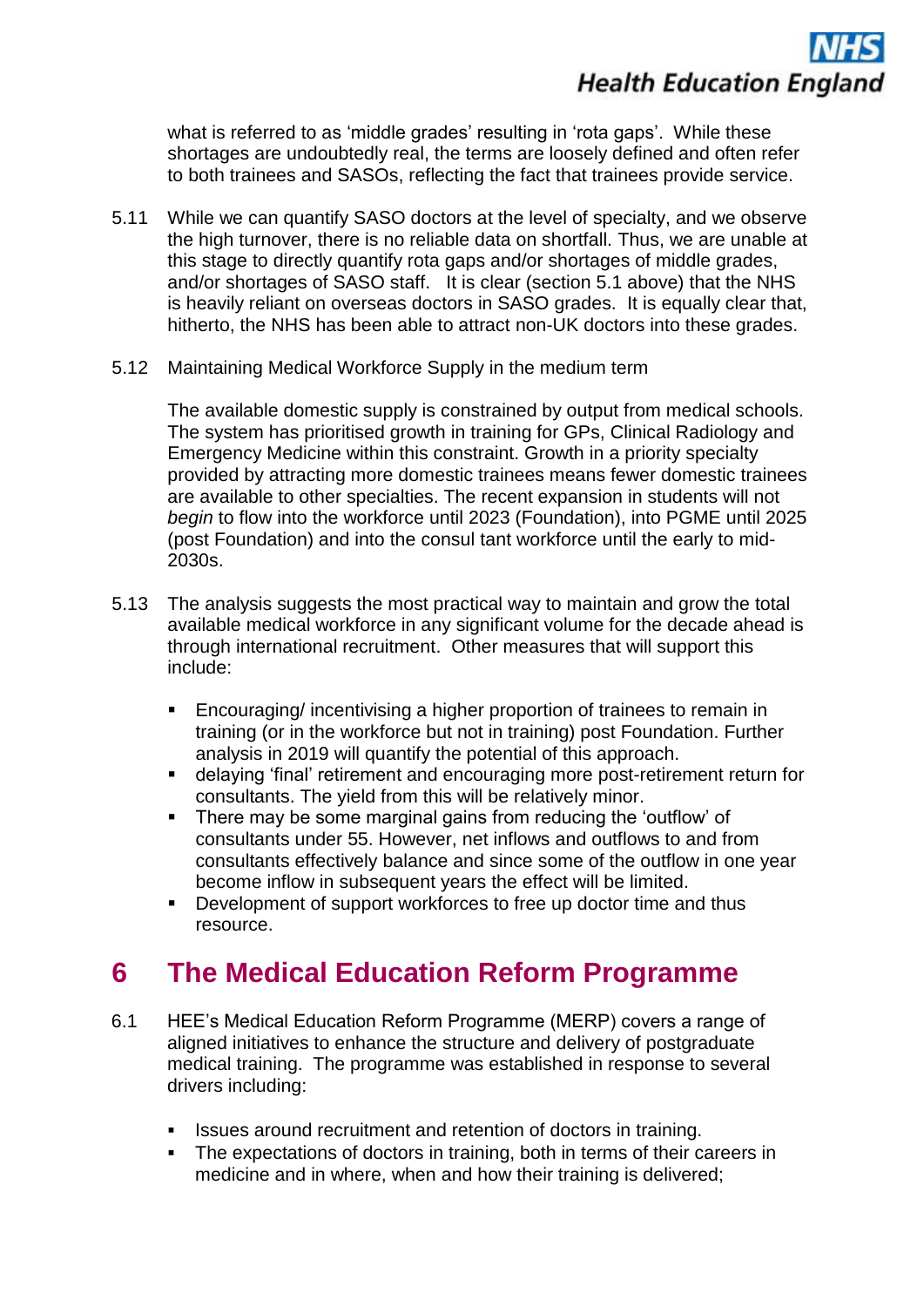what is referred to as 'middle grades' resulting in 'rota gaps'. While these shortages are undoubtedly real, the terms are loosely defined and often refer to both trainees and SASOs, reflecting the fact that trainees provide service.

5.11 While we can quantify SASO doctors at the level of specialty, and we observe the high turnover, there is no reliable data on shortfall. Thus, we are unable at this stage to directly quantify rota gaps and/or shortages of middle grades, and/or shortages of SASO staff. It is clear (section 5.1 above) that the NHS is heavily reliant on overseas doctors in SASO grades. It is equally clear that, hitherto, the NHS has been able to attract non-UK doctors into these grades.

5.12 Maintaining Medical Workforce Supply in the medium term

The available domestic supply is constrained by output from medical schools. The system has prioritised growth in training for GPs, Clinical Radiology and Emergency Medicine within this constraint. Growth in a priority specialty provided by attracting more domestic trainees means fewer domestic trainees are available to other specialties. The recent expansion in students will not *begin* to flow into the workforce until 2023 (Foundation), into PGME until 2025 (post Foundation) and into the consul tant workforce until the early to mid-2030s.

5.13 The analysis suggests the most practical way to maintain and grow the total available medical workforce in any significant volume for the decade ahead is through international recruitment. Other measures that will support this include:

- Encouraging/ incentivising a higher proportion of trainees to remain in training (or in the workforce but not in training) post Foundation. Further analysis in 2019 will quantify the potential of this approach.
- delaying 'final' retirement and encouraging more post-retirement return for consultants. The yield from this will be relatively minor.
- There may be some marginal gains from reducing the 'outflow' of consultants under 55. However, net inflows and outflows to and from consultants effectively balance and since some of the outflow in one year become inflow in subsequent years the effect will be limited.
- Development of support workforces to free up doctor time and thus resource.

# 6 The Medical Education Reform Programme

6.1 HEE's Medical Education Reform Programme (MERP) covers a range of aligned initiatives to enhance the structure and delivery of postgraduate medical training. The programme was established in response to several drivers including:

- Issues around recruitment and retention of doctors in training.
- The expectations of doctors in training, both in terms of their careers in medicine and in where, when and how their training is delivered;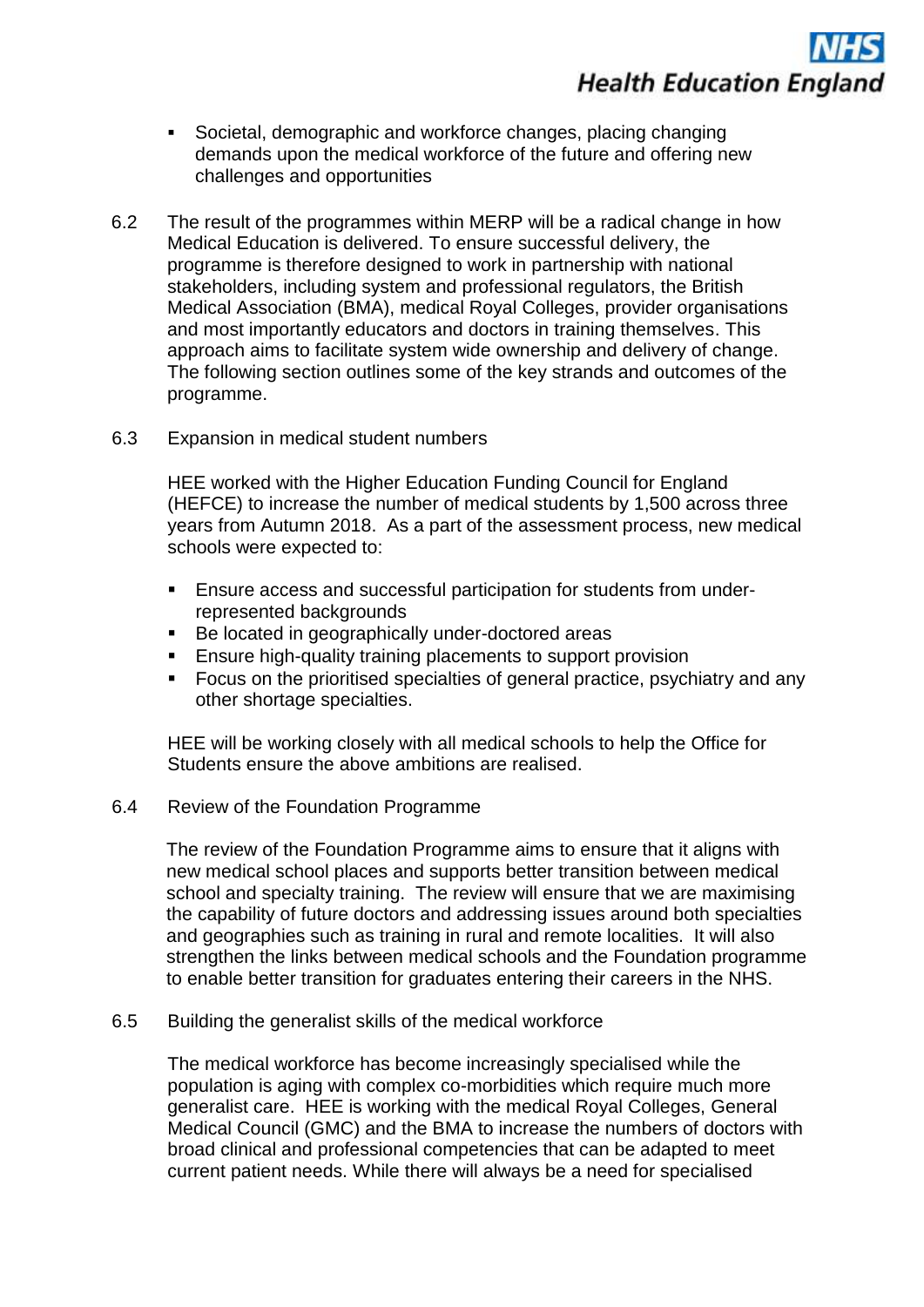- Societal, demographic and workforce changes, placing changing demands upon the medical workforce of the future and offering new challenges and opportunities

6.2 The result of the programmes within MERP will be a radical change in how Medical Education is delivered. To ensure successful delivery, the programme is therefore designed to work in partnership with national stakeholders, including system and professional regulators, the British Medical Association (BMA), medical Royal Colleges, provider organisations and most importantly educators and doctors in training themselves. This approach aims to facilitate system wide ownership and delivery of change. The following section outlines some of the key strands and outcomes of the programme.

6.3 Expansion in medical student numbers

HEE worked with the Higher Education Funding Council for England (HEFCE) to increase the number of medical students by 1,500 across three years from Autumn 2018. As a part of the assessment process, new medical schools were expected to:

- Ensure access and successful participation for students from under-represented backgrounds
- Be located in geographically under-doctored areas
- Ensure high-quality training placements to support provision
- Focus on the prioritised specialties of general practice, psychiatry and any other shortage specialties.

HEE will be working closely with all medical schools to help the Office for Students ensure the above ambitions are realised.

6.4 Review of the Foundation Programme

The review of the Foundation Programme aims to ensure that it aligns with new medical school places and supports better transition between medical school and specialty training. The review will ensure that we are maximising the capability of future doctors and addressing issues around both specialties and geographies such as training in rural and remote localities. It will also strengthen the links between medical schools and the Foundation programme to enable better transition for graduates entering their careers in the NHS.

6.5 Building the generalist skills of the medical workforce

The medical workforce has become increasingly specialised while the population is aging with complex co-morbidities which require much more generalist care. HEE is working with the medical Royal Colleges, General Medical Council (GMC) and the BMA to increase the numbers of doctors with broad clinical and professional competencies that can be adapted to meet current patient needs. While there will always be a need for specialised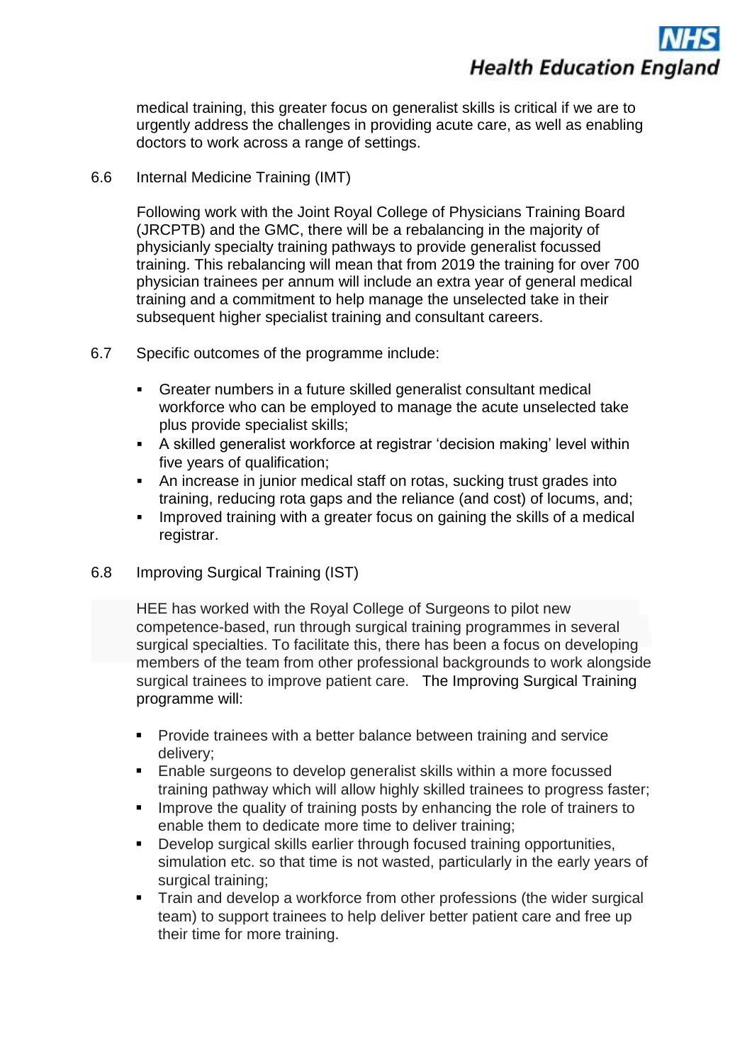medical training, this greater focus on generalist skills is critical if we are to urgently address the challenges in providing acute care, as well as enabling doctors to work across a range of settings.

6.6 Internal Medicine Training (IMT)

Following work with the Joint Royal College of Physicians Training Board (JRCPTB) and the GMC, there will be a rebalancing in the majority of physicianly specialty training pathways to provide generalist focussed training. This rebalancing will mean that from 2019 the training for over 700 physician trainees per annum will include an extra year of general medical training and a commitment to help manage the unselected take in their subsequent higher specialist training and consultant careers.

6.7 Specific outcomes of the programme include:

- Greater numbers in a future skilled generalist consultant medical workforce who can be employed to manage the acute unselected take plus provide specialist skills;
- A skilled generalist workforce at registrar 'decision making' level within five years of qualification;
- An increase in junior medical staff on rotas, sucking trust grades into training, reducing rota gaps and the reliance (and cost) of locums, and;
- Improved training with a greater focus on gaining the skills of a medical registrar.

6.8 Improving Surgical Training (IST)

HEE has worked with the Royal College of Surgeons to pilot new competence-based, run through surgical training programmes in several surgical specialties. To facilitate this, there has been a focus on developing members of the team from other professional backgrounds to work alongside surgical trainees to improve patient care. The Improving Surgical Training programme will:

- Provide trainees with a better balance between training and service delivery;
- Enable surgeons to develop generalist skills within a more focussed training pathway which will allow highly skilled trainees to progress faster;
- Improve the quality of training posts by enhancing the role of trainers to enable them to dedicate more time to deliver training;
- Develop surgical skills earlier through focused training opportunities, simulation etc. so that time is not wasted, particularly in the early years of surgical training;
- Train and develop a workforce from other professions (the wider surgical team) to support trainees to help deliver better patient care and free up their time for more training.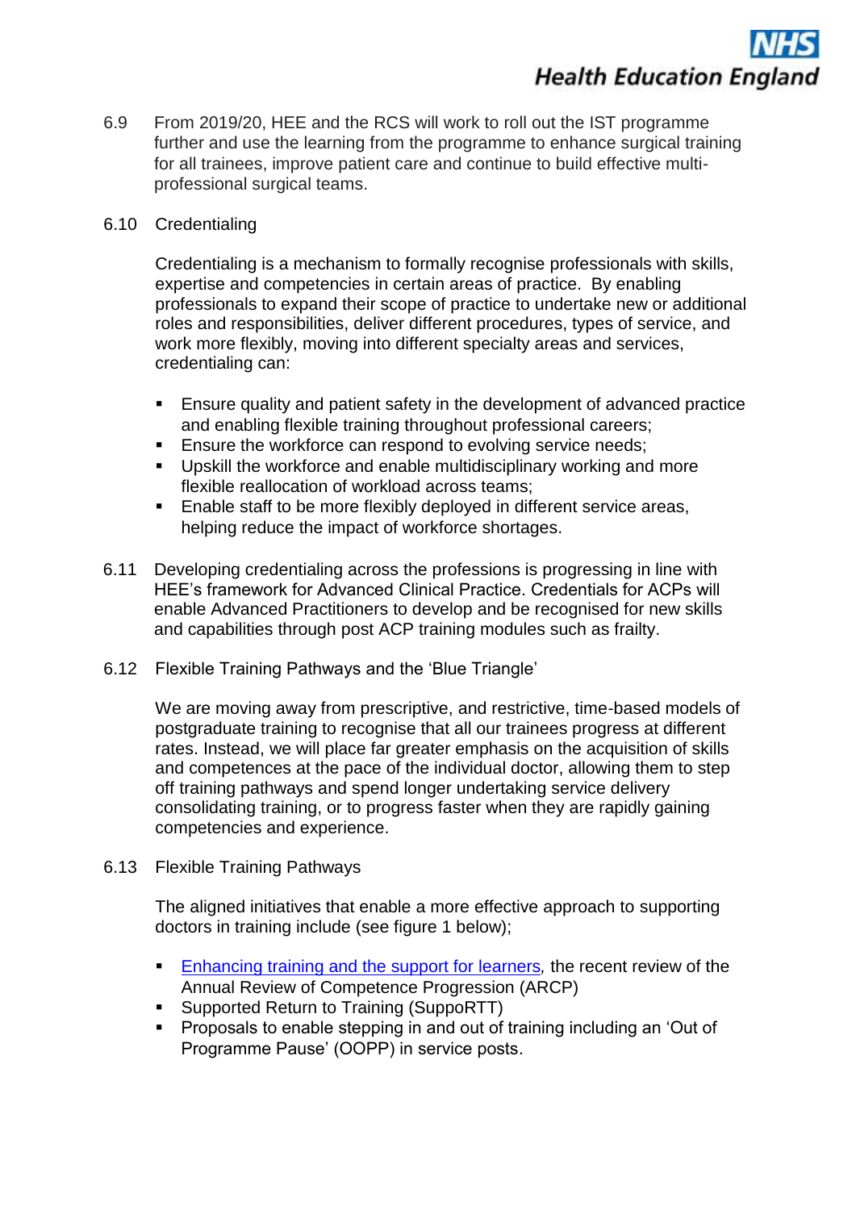6.9 From 2019/20, HEE and the RCS will work to roll out the IST programme further and use the learning from the programme to enhance surgical training for all trainees, improve patient care and continue to build effective multi-professional surgical teams.

6.10 Credentialing

Credentialing is a mechanism to formally recognise professionals with skills, expertise and competencies in certain areas of practice. By enabling professionals to expand their scope of practice to undertake new or additional roles and responsibilities, deliver different procedures, types of service, and work more flexibly, moving into different specialty areas and services, credentialing can:

- Ensure quality and patient safety in the development of advanced practice and enabling flexible training throughout professional careers;
- Ensure the workforce can respond to evolving service needs;
- Upskill the workforce and enable multidisciplinary working and more flexible reallocation of workload across teams;
- Enable staff to be more flexibly deployed in different service areas, helping reduce the impact of workforce shortages.

6.11 Developing credentialing across the professions is progressing in line with HEE's framework for Advanced Clinical Practice. Credentials for ACPs will enable Advanced Practitioners to develop and be recognised for new skills and capabilities through post ACP training modules such as frailty.

6.12 Flexible Training Pathways and the 'Blue Triangle'

We are moving away from prescriptive, and restrictive, time-based models of postgraduate training to recognise that all our trainees progress at different rates. Instead, we will place far greater emphasis on the acquisition of skills and competences at the pace of the individual doctor, allowing them to step off training pathways and spend longer undertaking service delivery consolidating training, or to progress faster when they are rapidly gaining competencies and experience.

6.13 Flexible Training Pathways

The aligned initiatives that enable a more effective approach to supporting doctors in training include (see figure 1 below);

- Enhancing training and the support for learners, the recent review of the Annual Review of Competence Progression (ARCP)
- Supported Return to Training (SuppoRTT)
- Proposals to enable stepping in and out of training including an 'Out of Programme Pause' (OOPP) in service posts.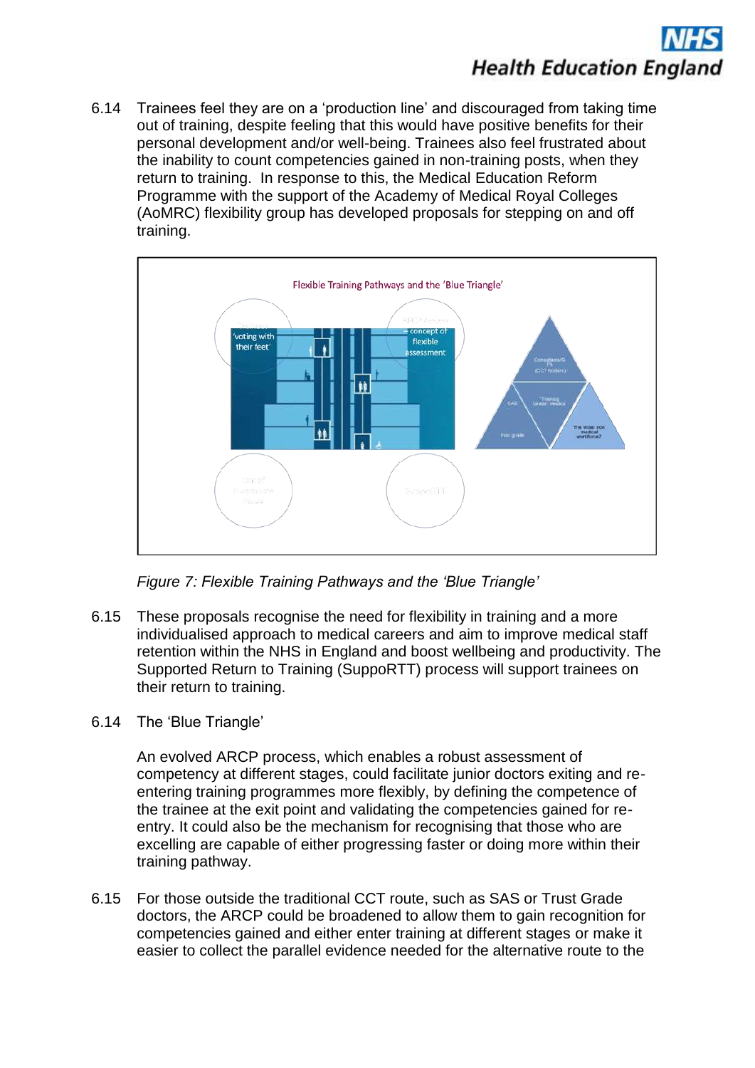6.14 Trainees feel they are on a 'production line' and discouraged from taking time out of training, despite feeling that this would have positive benefits for their personal development and/or well-being. Trainees also feel frustrated about the inability to count competencies gained in non-training posts, when they return to training. In response to this, the Medical Education Reform Programme with the support of the Academy of Medical Royal Colleges (AoMRC) flexibility group has developed proposals for stepping on and off training.

*Figure 7: Flexible Training Pathways and the 'Blue Triangle'*

6.15 These proposals recognise the need for flexibility in training and a more individualised approach to medical careers and aim to improve medical staff retention within the NHS in England and boost wellbeing and productivity. The Supported Return to Training (SuppoRTT) process will support trainees on their return to training.

6.14 The 'Blue Triangle'

An evolved ARCP process, which enables a robust assessment of competency at different stages, could facilitate junior doctors exiting and re-entering training programmes more flexibly, by defining the competence of the trainee at the exit point and validating the competencies gained for re-entry. It could also be the mechanism for recognising that those who are excelling are capable of either progressing faster or doing more within their training pathway.

6.15 For those outside the traditional CCT route, such as SAS or Trust Grade doctors, the ARCP could be broadened to allow them to gain recognition for competencies gained and either enter training at different stages or make it easier to collect the parallel evidence needed for the alternative route to the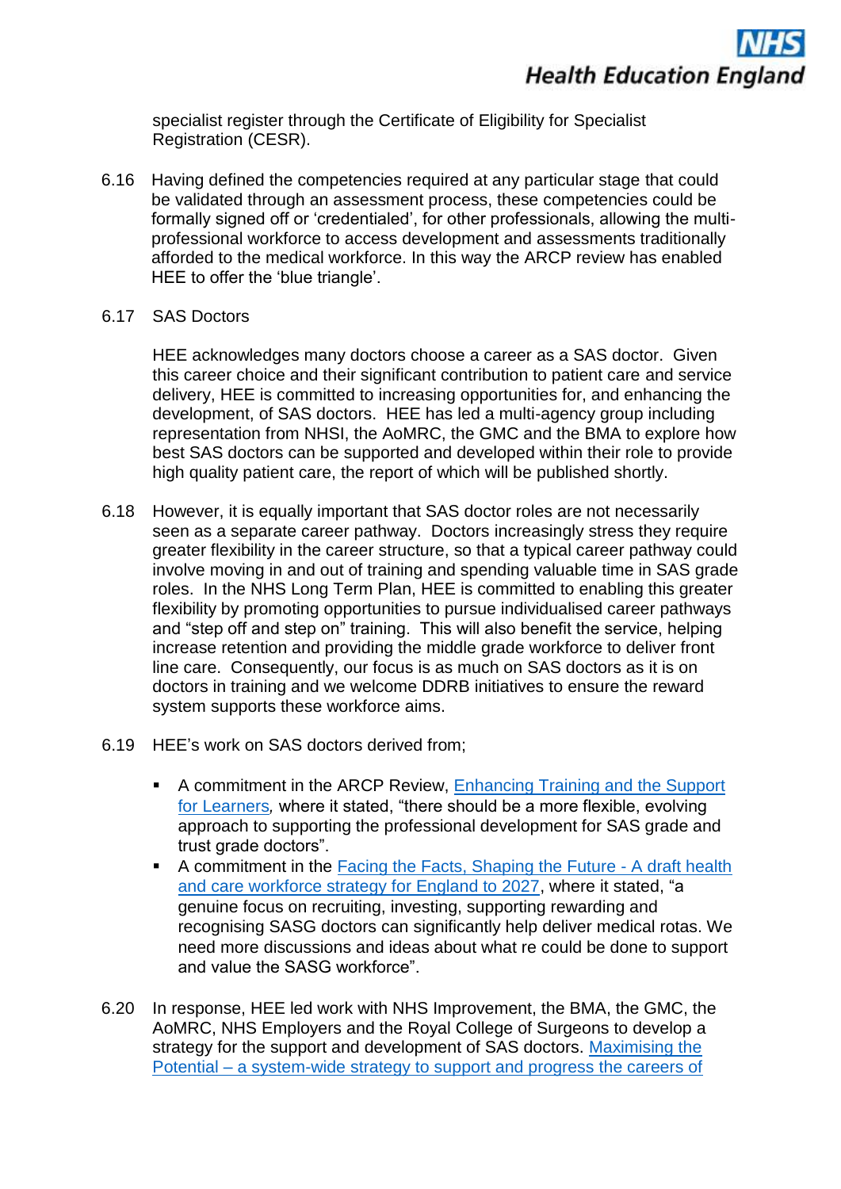specialist register through the Certificate of Eligibility for Specialist Registration (CESR).

6.16 Having defined the competencies required at any particular stage that could be validated through an assessment process, these competencies could be formally signed off or 'credentialed', for other professionals, allowing the multi-professional workforce to access development and assessments traditionally afforded to the medical workforce. In this way the ARCP review has enabled HEE to offer the 'blue triangle'.

6.17 SAS Doctors

HEE acknowledges many doctors choose a career as a SAS doctor. Given this career choice and their significant contribution to patient care and service delivery, HEE is committed to increasing opportunities for, and enhancing the development, of SAS doctors. HEE has led a multi-agency group including representation from NHSI, the AoMRC, the GMC and the BMA to explore how best SAS doctors can be supported and developed within their role to provide high quality patient care, the report of which will be published shortly.

6.18 However, it is equally important that SAS doctor roles are not necessarily seen as a separate career pathway. Doctors increasingly stress they require greater flexibility in the career structure, so that a typical career pathway could involve moving in and out of training and spending valuable time in SAS grade roles. In the NHS Long Term Plan, HEE is committed to enabling this greater flexibility by promoting opportunities to pursue individualised career pathways and "step off and step on" training. This will also benefit the service, helping increase retention and providing the middle grade workforce to deliver front line care. Consequently, our focus is as much on SAS doctors as it is on doctors in training and we welcome DDRB initiatives to ensure the reward system supports these workforce aims.

6.19 HEE's work on SAS doctors derived from;

- A commitment in the ARCP Review, Enhancing Training and the Support for Learners, where it stated, "there should be a more flexible, evolving approach to supporting the professional development for SAS grade and trust grade doctors".
- A commitment in the Facing the Facts, Shaping the Future - A draft health and care workforce strategy for England to 2027, where it stated, "a genuine focus on recruiting, investing, supporting rewarding and recognising SASG doctors can significantly help deliver medical rotas. We need more discussions and ideas about what re could be done to support and value the SASG workforce".

6.20 In response, HEE led work with NHS Improvement, the BMA, the GMC, the AoMRC, NHS Employers and the Royal College of Surgeons to develop a strategy for the support and development of SAS doctors. Maximising the Potential – a system-wide strategy to support and progress the careers of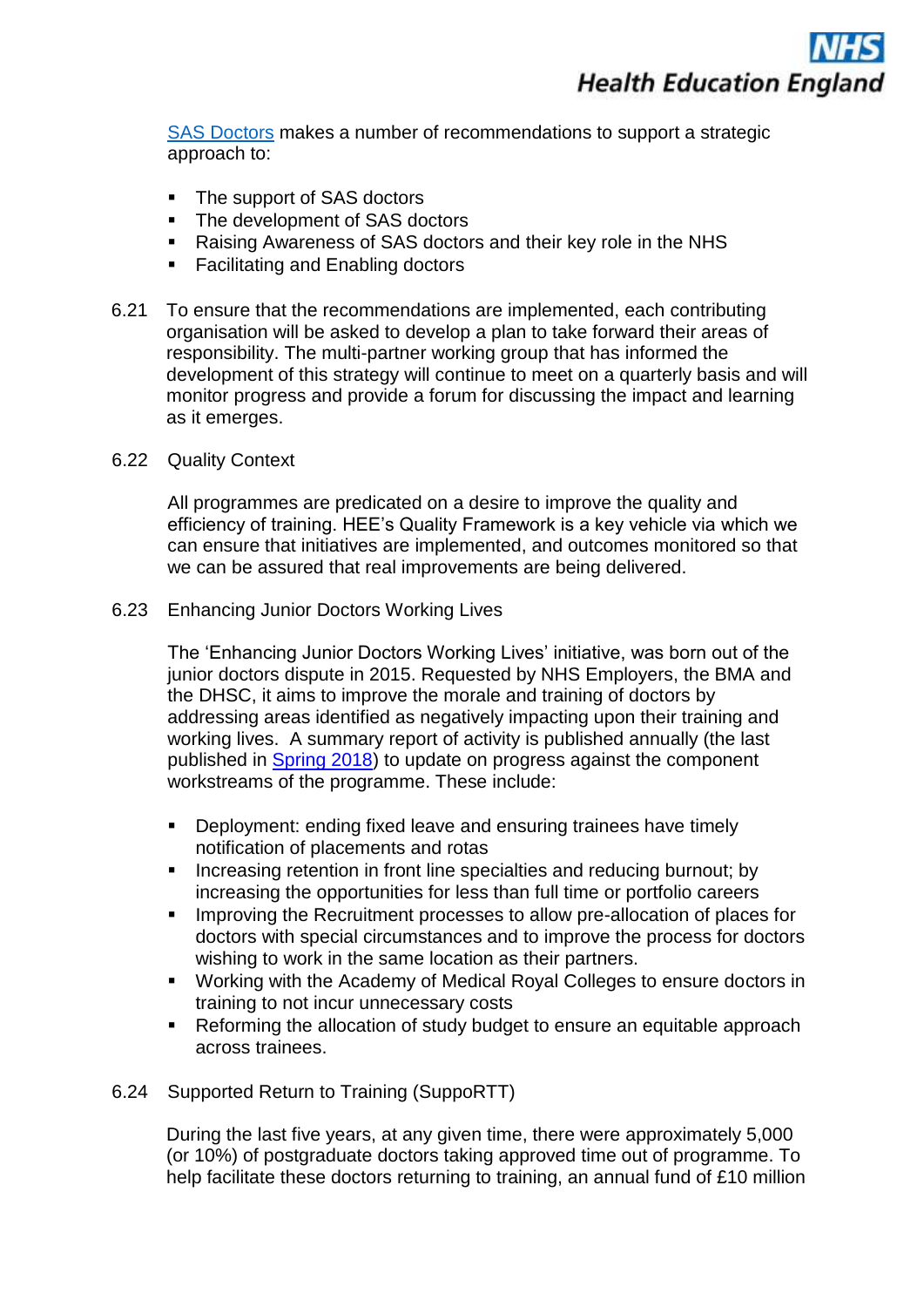SAS Doctors makes a number of recommendations to support a strategic approach to:

- The support of SAS doctors
- The development of SAS doctors
- Raising Awareness of SAS doctors and their key role in the NHS
- Facilitating and Enabling doctors

6.21 To ensure that the recommendations are implemented, each contributing organisation will be asked to develop a plan to take forward their areas of responsibility. The multi-partner working group that has informed the development of this strategy will continue to meet on a quarterly basis and will monitor progress and provide a forum for discussing the impact and learning as it emerges.

6.22 Quality Context

All programmes are predicated on a desire to improve the quality and efficiency of training. HEE's Quality Framework is a key vehicle via which we can ensure that initiatives are implemented, and outcomes monitored so that we can be assured that real improvements are being delivered.

6.23 Enhancing Junior Doctors Working Lives

The 'Enhancing Junior Doctors Working Lives' initiative, was born out of the junior doctors dispute in 2015. Requested by NHS Employers, the BMA and the DHSC, it aims to improve the morale and training of doctors by addressing areas identified as negatively impacting upon their training and working lives. A summary report of activity is published annually (the last published in Spring 2018) to update on progress against the component workstreams of the programme. These include:

- Deployment: ending fixed leave and ensuring trainees have timely notification of placements and rotas
- Increasing retention in front line specialties and reducing burnout; by increasing the opportunities for less than full time or portfolio careers
- Improving the Recruitment processes to allow pre-allocation of places for doctors with special circumstances and to improve the process for doctors wishing to work in the same location as their partners.
- Working with the Academy of Medical Royal Colleges to ensure doctors in training to not incur unnecessary costs
- Reforming the allocation of study budget to ensure an equitable approach across trainees.

6.24 Supported Return to Training (SuppoRTT)

During the last five years, at any given time, there were approximately 5,000 (or 10%) of postgraduate doctors taking approved time out of programme. To help facilitate these doctors returning to training, an annual fund of £10 million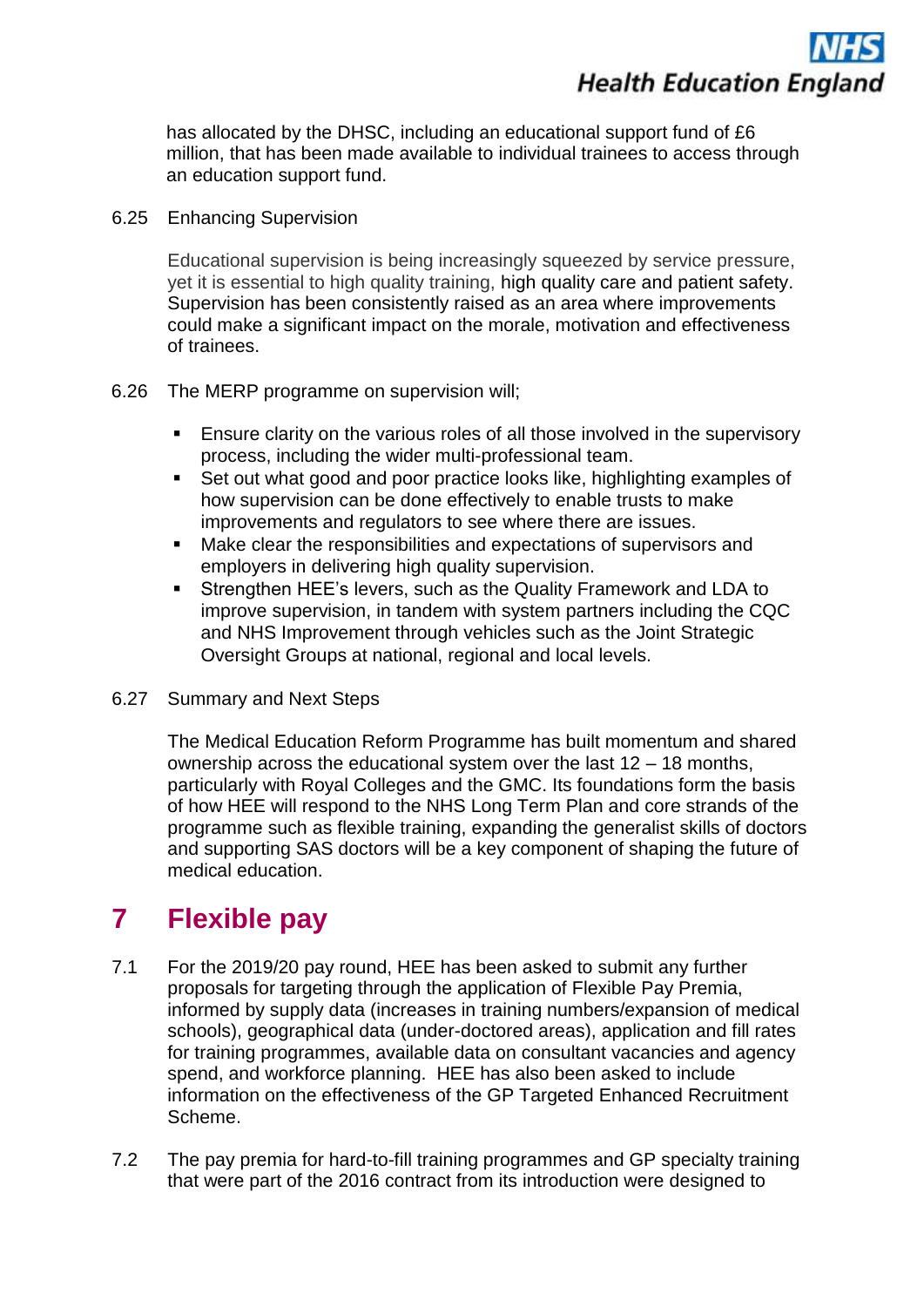has allocated by the DHSC, including an educational support fund of £6 million, that has been made available to individual trainees to access through an education support fund.

6.25 Enhancing Supervision

Educational supervision is being increasingly squeezed by service pressure, yet it is essential to high quality training, high quality care and patient safety. Supervision has been consistently raised as an area where improvements could make a significant impact on the morale, motivation and effectiveness of trainees.

6.26 The MERP programme on supervision will;

- Ensure clarity on the various roles of all those involved in the supervisory process, including the wider multi-professional team.
- Set out what good and poor practice looks like, highlighting examples of how supervision can be done effectively to enable trusts to make improvements and regulators to see where there are issues.
- Make clear the responsibilities and expectations of supervisors and employers in delivering high quality supervision.
- Strengthen HEE's levers, such as the Quality Framework and LDA to improve supervision, in tandem with system partners including the CQC and NHS Improvement through vehicles such as the Joint Strategic Oversight Groups at national, regional and local levels.

6.27 Summary and Next Steps

The Medical Education Reform Programme has built momentum and shared ownership across the educational system over the last 12 – 18 months, particularly with Royal Colleges and the GMC. Its foundations form the basis of how HEE will respond to the NHS Long Term Plan and core strands of the programme such as flexible training, expanding the generalist skills of doctors and supporting SAS doctors will be a key component of shaping the future of medical education.

# 7 Flexible pay

7.1 For the 2019/20 pay round, HEE has been asked to submit any further proposals for targeting through the application of Flexible Pay Premia, informed by supply data (increases in training numbers/expansion of medical schools), geographical data (under-doctored areas), application and fill rates for training programmes, available data on consultant vacancies and agency spend, and workforce planning. HEE has also been asked to include information on the effectiveness of the GP Targeted Enhanced Recruitment Scheme.

7.2 The pay premia for hard-to-fill training programmes and GP specialty training that were part of the 2016 contract from its introduction were designed to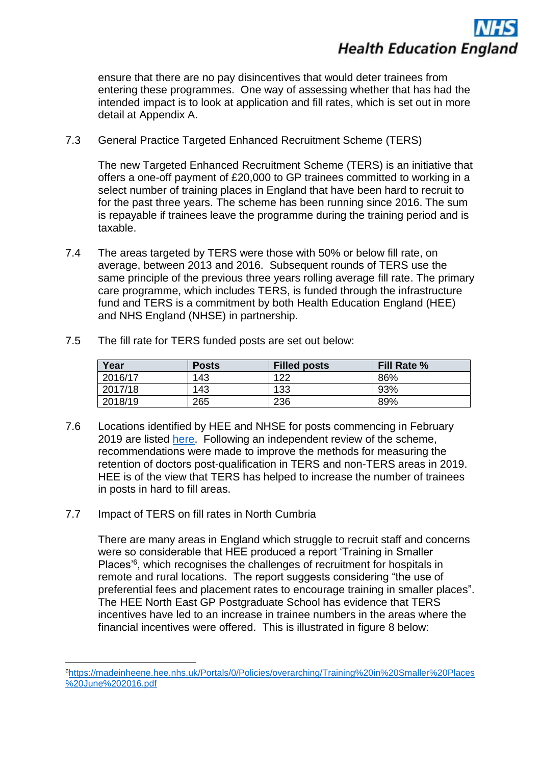ensure that there are no pay disincentives that would deter trainees from entering these programmes. One way of assessing whether that has had the intended impact is to look at application and fill rates, which is set out in more detail at Appendix A.

7.3 General Practice Targeted Enhanced Recruitment Scheme (TERS)

The new Targeted Enhanced Recruitment Scheme (TERS) is an initiative that offers a one-off payment of £20,000 to GP trainees committed to working in a select number of training places in England that have been hard to recruit to for the past three years. The scheme has been running since 2016. The sum is repayable if trainees leave the programme during the training period and is taxable.

7.4 The areas targeted by TERS were those with 50% or below fill rate, on average, between 2013 and 2016. Subsequent rounds of TERS use the same principle of the previous three years rolling average fill rate. The primary care programme, which includes TERS, is funded through the infrastructure fund and TERS is a commitment by both Health Education England (HEE) and NHS England (NHSE) in partnership.

7.5 The fill rate for TERS funded posts are set out below:

| Year | Posts | Filled posts | Fill Rate % |
|---|---|---|---|
| 2016/17 | 143 | 122 | 86% |
| 2017/18 | 143 | 133 | 93% |
| 2018/19 | 265 | 236 | 89% |

7.6 Locations identified by HEE and NHSE for posts commencing in February 2019 are listed here. Following an independent review of the scheme, recommendations were made to improve the methods for measuring the retention of doctors post-qualification in TERS and non-TERS areas in 2019. HEE is of the view that TERS has helped to increase the number of trainees in posts in hard to fill areas.

7.7 Impact of TERS on fill rates in North Cumbria

There are many areas in England which struggle to recruit staff and concerns were so considerable that HEE produced a report 'Training in Smaller Places'[6], which recognises the challenges of recruitment for hospitals in remote and rural locations. The report suggests considering "the use of preferential fees and placement rates to encourage training in smaller places". The HEE North East GP Postgraduate School has evidence that TERS incentives have led to an increase in trainee numbers in the areas where the financial incentives were offered. This is illustrated in figure 8 below:

[6] https://madeinheene.hee.nhs.uk/Portals/0/Policies/overarching/Training%20in%20Smaller%20Places%20June%202016.pdf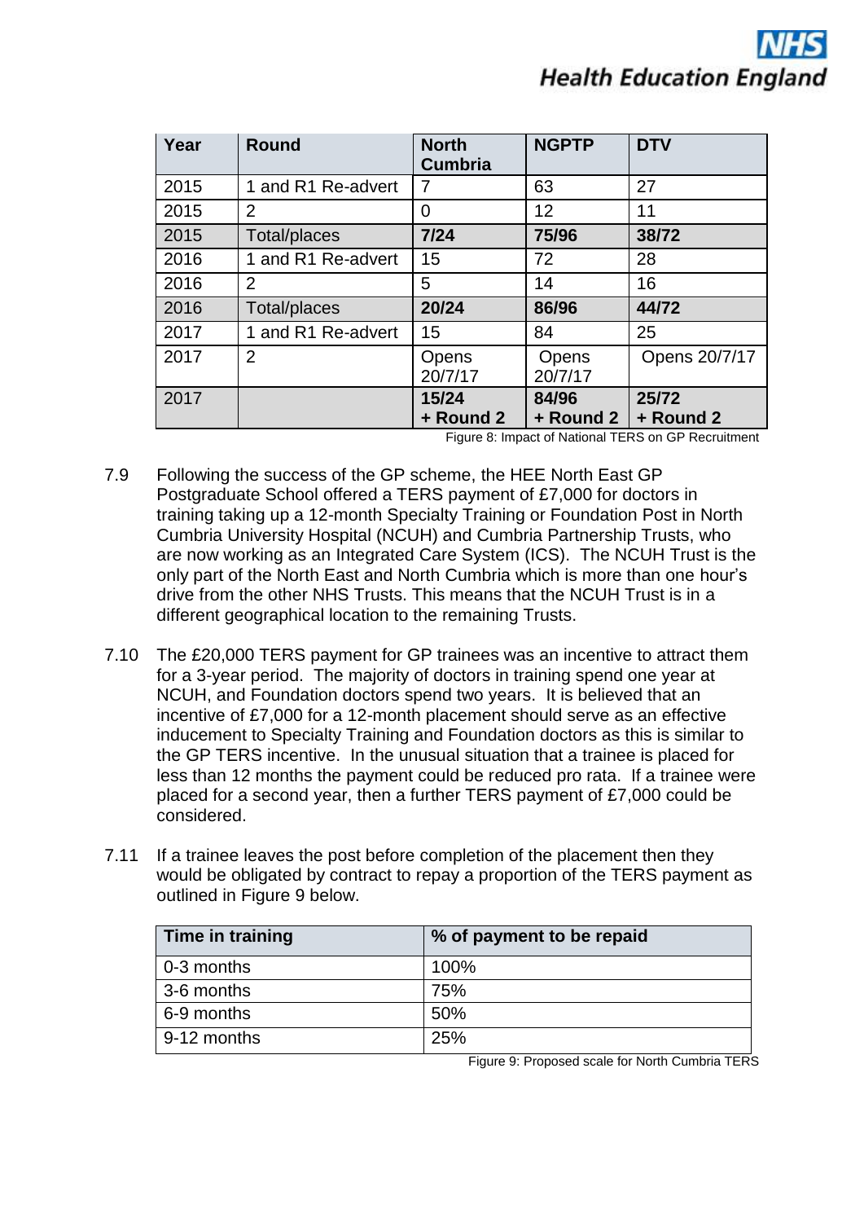| Year | Round | North Cumbria | NGPTP | DTV |
|---|---|---|---|---|
| 2015 | 1 and R1 Re-advert | 7 | 63 | 27 |
| 2015 | 2 | 0 | 12 | 11 |
| 2015 | Total/places | **7/24** | **75/96** | **38/72** |
| 2016 | 1 and R1 Re-advert | 15 | 72 | 28 |
| 2016 | 2 | 5 | 14 | 16 |
| 2016 | Total/places | **20/24** | **86/96** | **44/72** |
| 2017 | 1 and R1 Re-advert | 15 | 84 | 25 |
| 2017 | 2 | Opens 20/7/17 | Opens 20/7/17 | Opens 20/7/17 |
| 2017 | | **15/24 + Round 2** | **84/96 + Round 2** | **25/72 + Round 2** |

Figure 8: Impact of National TERS on GP Recruitment

7.9 Following the success of the GP scheme, the HEE North East GP Postgraduate School offered a TERS payment of £7,000 for doctors in training taking up a 12-month Specialty Training or Foundation Post in North Cumbria University Hospital (NCUH) and Cumbria Partnership Trusts, who are now working as an Integrated Care System (ICS). The NCUH Trust is the only part of the North East and North Cumbria which is more than one hour's drive from the other NHS Trusts. This means that the NCUH Trust is in a different geographical location to the remaining Trusts.

7.10 The £20,000 TERS payment for GP trainees was an incentive to attract them for a 3-year period. The majority of doctors in training spend one year at NCUH, and Foundation doctors spend two years. It is believed that an incentive of £7,000 for a 12-month placement should serve as an effective inducement to Specialty Training and Foundation doctors as this is similar to the GP TERS incentive. In the unusual situation that a trainee is placed for less than 12 months the payment could be reduced pro rata. If a trainee were placed for a second year, then a further TERS payment of £7,000 could be considered.

7.11 If a trainee leaves the post before completion of the placement then they would be obligated by contract to repay a proportion of the TERS payment as outlined in Figure 9 below.

| Time in training | % of payment to be repaid |
|---|---|
| 0-3 months | 100% |
| 3-6 months | 75% |
| 6-9 months | 50% |
| 9-12 months | 25% |

Figure 9: Proposed scale for North Cumbria TERS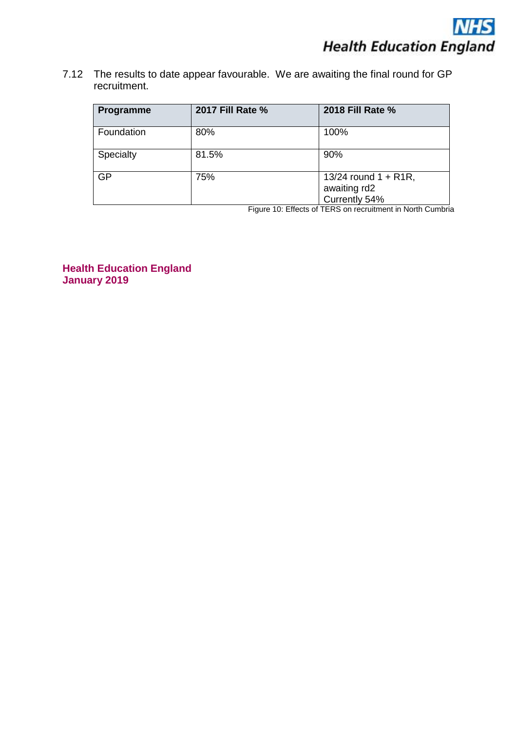7.12 The results to date appear favourable. We are awaiting the final round for GP recruitment.

| Programme | 2017 Fill Rate % | 2018 Fill Rate % |
|---|---|---|
| Foundation | 80% | 100% |
| Specialty | 81.5% | 90% |
| GP | 75% | 13/24 round 1 + R1R, awaiting rd2 Currently 54% |

Figure 10: Effects of TERS on recruitment in North Cumbria

**Health Education England**
**January 2019**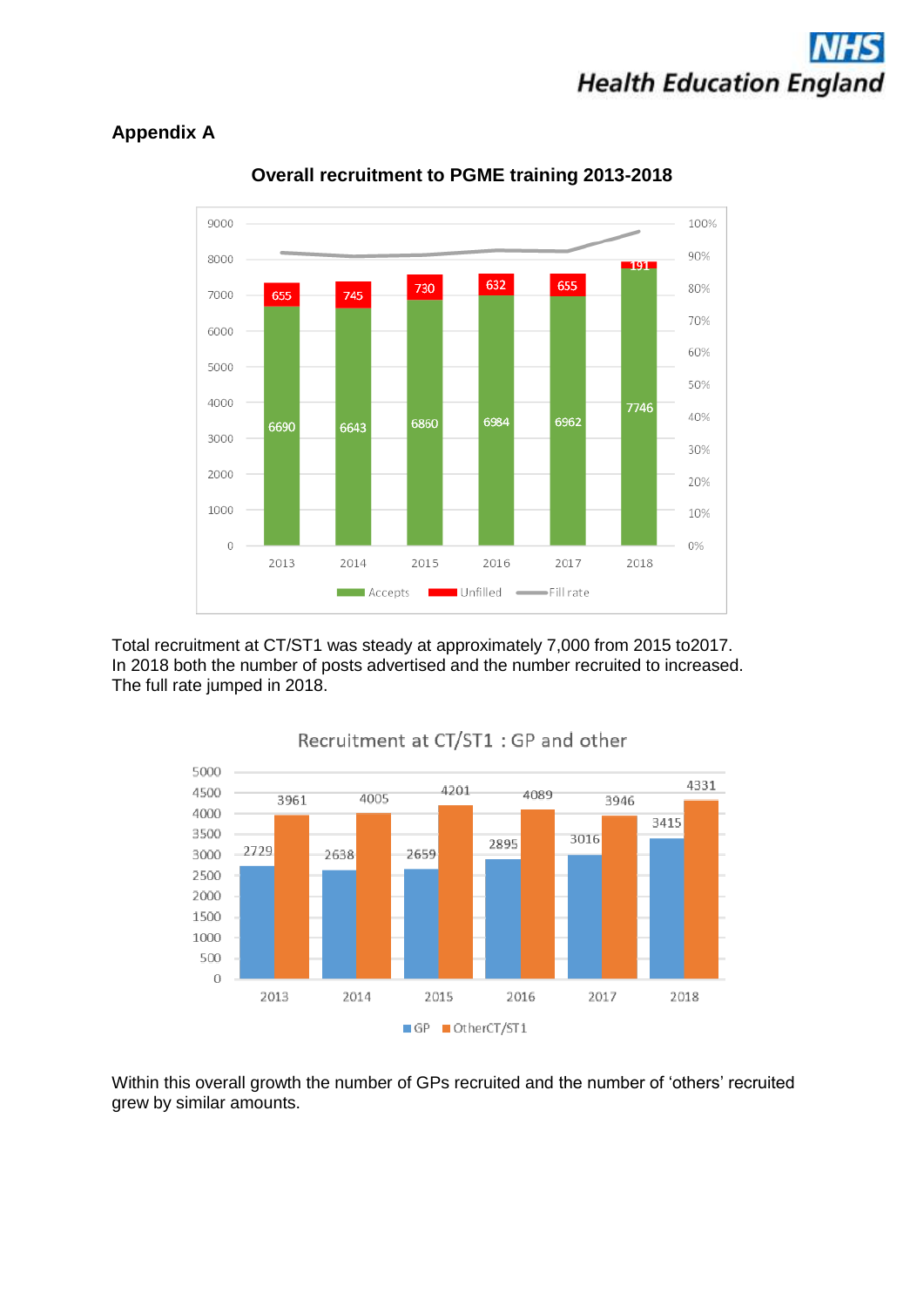## Appendix A

### Overall recruitment to PGME training 2013-2018

| Year | Accepts | Unfilled |
|---|---|---|
| 2013 | 6690 | 655 |
| 2014 | 6643 | 745 |
| 2015 | 6860 | 730 |
| 2016 | 6984 | 632 |
| 2017 | 6962 | 655 |
| 2018 | 7746 | 191 |

Total recruitment at CT/ST1 was steady at approximately 7,000 from 2015 to2017. In 2018 both the number of posts advertised and the number recruited to increased. The full rate jumped in 2018.

### Recruitment at CT/ST1 : GP and other

| Year | GP | OtherCT/ST1 |
|---|---|---|
| 2013 | 2729 | 3961 |
| 2014 | 2638 | 4005 |
| 2015 | 2659 | 4201 |
| 2016 | 2895 | 4089 |
| 2017 | 3016 | 3946 |
| 2018 | 3415 | 4331 |

Within this overall growth the number of GPs recruited and the number of 'others' recruited grew by similar amounts.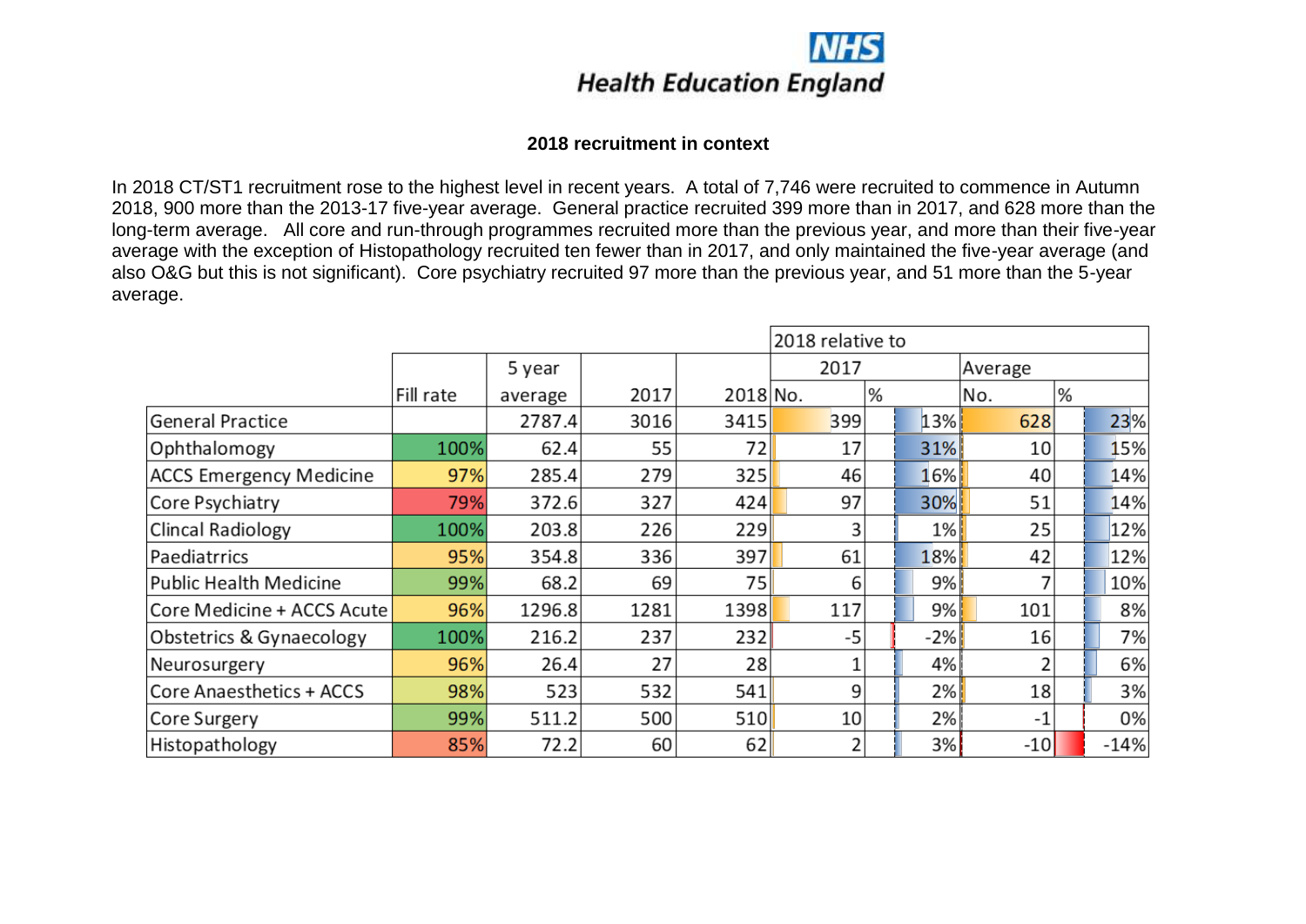## 2018 recruitment in context

In 2018 CT/ST1 recruitment rose to the highest level in recent years. A total of 7,746 were recruited to commence in Autumn 2018, 900 more than the 2013-17 five-year average. General practice recruited 399 more than in 2017, and 628 more than the long-term average. All core and run-through programmes recruited more than the previous year, and more than their five-year average with the exception of Histopathology recruited ten fewer than in 2017, and only maintained the five-year average (and also O&G but this is not significant). Core psychiatry recruited 97 more than the previous year, and 51 more than the 5-year average.

| | | | | | 2018 relative to | | | |
|---|---|---|---|---|---|---|---|---|
| | | | | | 2017 | | Average | |
| | Fill rate | 5 year average | 2017 | 2018 | No. | % | No. | % |
| General Practice | | 2787.4 | 3016 | 3415 | 399 | 13% | 628 | 23% |
| Ophthalomogy | 100% | 62.4 | 55 | 72 | 17 | 31% | 10 | 15% |
| ACCS Emergency Medicine | 97% | 285.4 | 279 | 325 | 46 | 16% | 40 | 14% |
| Core Psychiatry | 79% | 372.6 | 327 | 424 | 97 | 30% | 51 | 14% |
| Clincal Radiology | 100% | 203.8 | 226 | 229 | 3 | 1% | 25 | 12% |
| Paediatrrics | 95% | 354.8 | 336 | 397 | 61 | 18% | 42 | 12% |
| Public Health Medicine | 99% | 68.2 | 69 | 75 | 6 | 9% | 7 | 10% |
| Core Medicine + ACCS Acute | 96% | 1296.8 | 1281 | 1398 | 117 | 9% | 101 | 8% |
| Obstetrics & Gynaecology | 100% | 216.2 | 237 | 232 | -5 | -2% | 16 | 7% |
| Neurosurgery | 96% | 26.4 | 27 | 28 | 1 | 4% | 2 | 6% |
| Core Anaesthetics + ACCS | 98% | 523 | 532 | 541 | 9 | 2% | 18 | 3% |
| Core Surgery | 99% | 511.2 | 500 | 510 | 10 | 2% | -1 | 0% |
| Histopathology | 85% | 72.2 | 60 | 62 | 2 | 3% | -10 | -14% |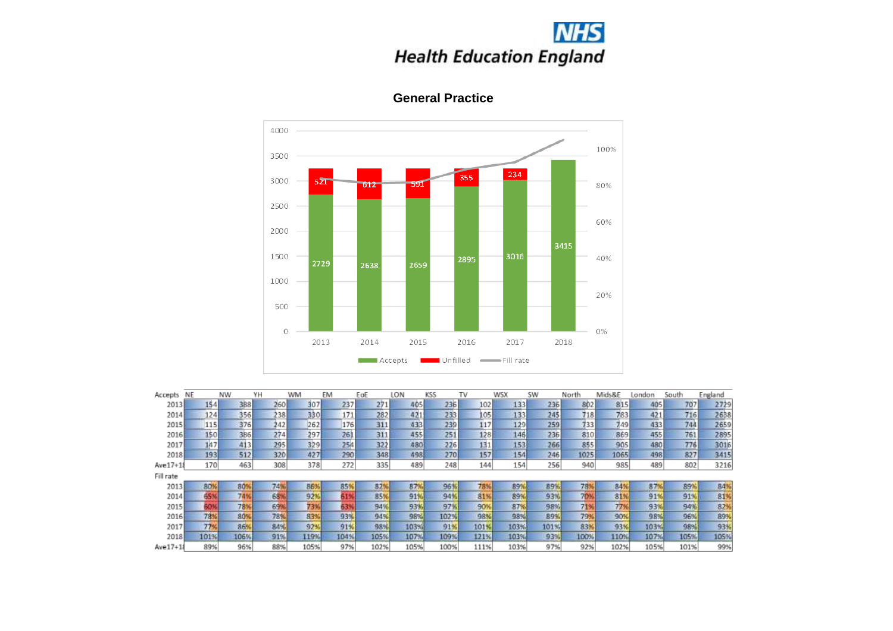# General Practice

| Accepts | NE | NW | YH | WM | EM | EoE | LON | KSS | TV | WSX | SW | North | Mids&E | London | South | England |
|---|---|---|---|---|---|---|---|---|---|---|---|---|---|---|---|---|
| 2013 | 154 | 388 | 260 | 307 | 237 | 271 | 405 | 236 | 102 | 133 | 236 | 802 | 815 | 405 | 707 | 2729 |
| 2014 | 124 | 356 | 238 | 330 | 171 | 282 | 421 | 233 | 105 | 133 | 245 | 718 | 783 | 421 | 716 | 2638 |
| 2015 | 115 | 376 | 242 | 262 | 176 | 311 | 433 | 239 | 117 | 129 | 259 | 733 | 749 | 433 | 744 | 2659 |
| 2016 | 150 | 386 | 274 | 297 | 261 | 311 | 455 | 251 | 128 | 146 | 236 | 810 | 869 | 455 | 761 | 2895 |
| 2017 | 147 | 413 | 295 | 329 | 254 | 322 | 480 | 226 | 131 | 153 | 266 | 855 | 905 | 480 | 776 | 3016 |
| 2018 | 193 | 512 | 320 | 427 | 290 | 348 | 498 | 270 | 157 | 154 | 246 | 1025 | 1065 | 498 | 827 | 3415 |
| Ave17+18 | 170 | 463 | 308 | 378 | 272 | 335 | 489 | 248 | 144 | 154 | 256 | 940 | 985 | 489 | 802 | 3216 |

| Fill rate | NE | NW | YH | WM | EM | EoE | LON | KSS | TV | WSX | SW | North | Mids&E | London | South | England |
|---|---|---|---|---|---|---|---|---|---|---|---|---|---|---|---|---|
| 2013 | 80% | 80% | 74% | 86% | 85% | 82% | 87% | 96% | 78% | 89% | 89% | 78% | 84% | 87% | 89% | 84% |
| 2014 | 65% | 74% | 68% | 92% | 61% | 85% | 91% | 94% | 81% | 89% | 93% | 70% | 81% | 91% | 91% | 81% |
| 2015 | 60% | 78% | 69% | 73% | 63% | 94% | 93% | 97% | 90% | 87% | 98% | 71% | 77% | 93% | 94% | 82% |
| 2016 | 78% | 80% | 78% | 83% | 93% | 94% | 98% | 102% | 98% | 98% | 89% | 79% | 90% | 98% | 96% | 89% |
| 2017 | 77% | 86% | 84% | 92% | 91% | 98% | 103% | 91% | 101% | 103% | 101% | 83% | 93% | 103% | 98% | 93% |
| 2018 | 101% | 106% | 91% | 119% | 104% | 105% | 107% | 109% | 121% | 103% | 93% | 100% | 110% | 107% | 105% | 105% |
| Ave17+18 | 89% | 96% | 88% | 105% | 97% | 102% | 105% | 100% | 111% | 103% | 97% | 92% | 102% | 105% | 101% | 99% |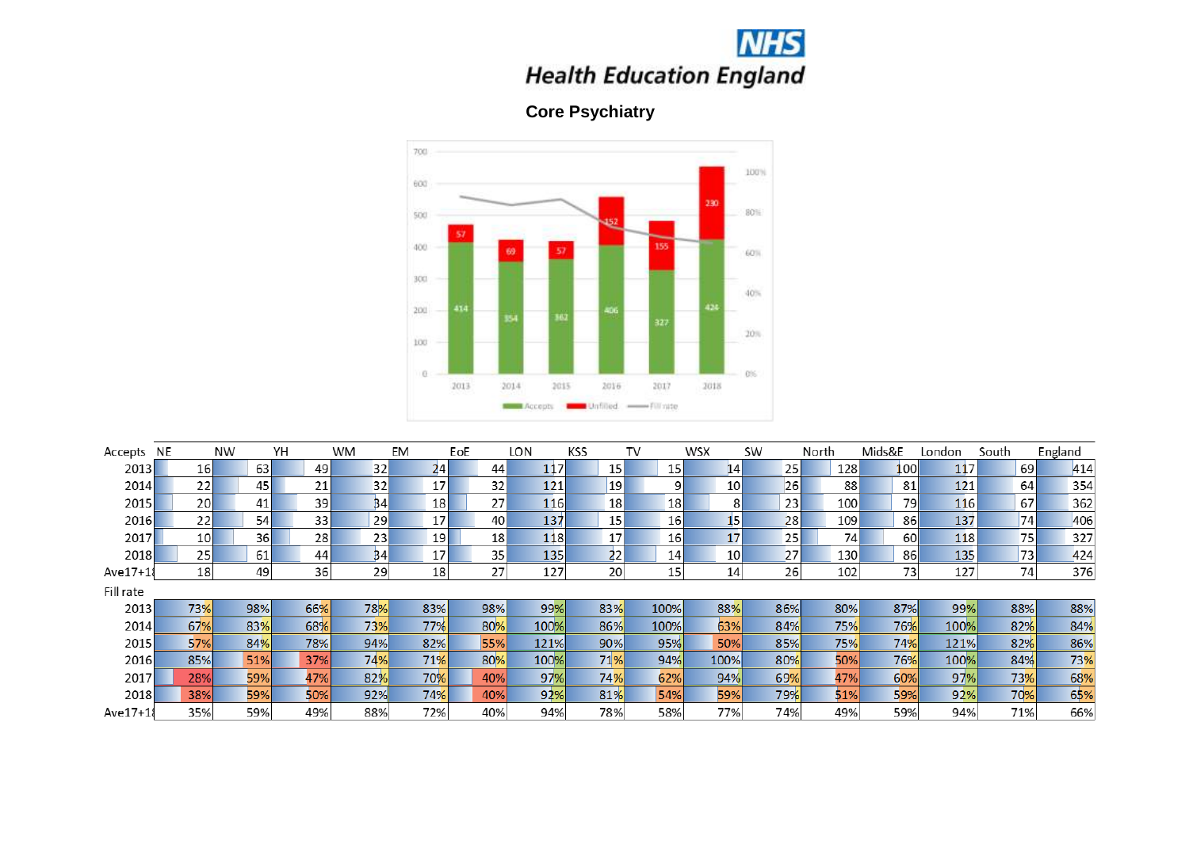**NHS Health Education England**

## Core Psychiatry

| Accepts | NE | NW | YH | WM | EM | EoE | LON | KSS | TV | WSX | SW | North | Mids&E | London | South | England |
|---|---|---|---|---|---|---|---|---|---|---|---|---|---|---|---|---|
| 2013 | 16 | 63 | 49 | 32 | 24 | 44 | 117 | 15 | 15 | 14 | 25 | 128 | 100 | 117 | 69 | 414 |
| 2014 | 22 | 45 | 21 | 32 | 17 | 32 | 121 | 19 | 9 | 10 | 26 | 88 | 81 | 121 | 64 | 354 |
| 2015 | 20 | 41 | 39 | 34 | 18 | 27 | 116 | 18 | 18 | 8 | 23 | 100 | 79 | 116 | 67 | 362 |
| 2016 | 22 | 54 | 33 | 29 | 17 | 40 | 137 | 15 | 16 | 15 | 28 | 109 | 86 | 137 | 74 | 406 |
| 2017 | 10 | 36 | 28 | 23 | 19 | 18 | 118 | 17 | 16 | 17 | 25 | 74 | 60 | 118 | 75 | 327 |
| 2018 | 25 | 61 | 44 | 34 | 17 | 35 | 135 | 22 | 14 | 10 | 27 | 130 | 86 | 135 | 73 | 424 |
| Ave17+18 | 18 | 49 | 36 | 29 | 18 | 27 | 127 | 20 | 15 | 14 | 26 | 102 | 73 | 127 | 74 | 376 |

| Fill rate | NE | NW | YH | WM | EM | EoE | LON | KSS | TV | WSX | SW | North | Mids&E | London | South | England |
|---|---|---|---|---|---|---|---|---|---|---|---|---|---|---|---|---|
| 2013 | 73% | 98% | 66% | 78% | 83% | 98% | 99% | 83% | 100% | 88% | 86% | 80% | 87% | 99% | 88% | 88% |
| 2014 | 67% | 83% | 68% | 73% | 77% | 80% | 100% | 86% | 100% | 63% | 84% | 75% | 76% | 100% | 82% | 84% |
| 2015 | 57% | 84% | 78% | 94% | 82% | 55% | 121% | 90% | 95% | 50% | 85% | 75% | 74% | 121% | 82% | 86% |
| 2016 | 85% | 51% | 37% | 74% | 71% | 80% | 100% | 71% | 94% | 100% | 80% | 50% | 76% | 100% | 84% | 73% |
| 2017 | 28% | 59% | 47% | 82% | 70% | 40% | 97% | 74% | 62% | 94% | 69% | 47% | 60% | 97% | 73% | 68% |
| 2018 | 38% | 59% | 50% | 92% | 74% | 40% | 92% | 81% | 54% | 59% | 79% | 51% | 59% | 92% | 70% | 65% |
| Ave17+18 | 35% | 59% | 49% | 88% | 72% | 40% | 94% | 78% | 58% | 77% | 74% | 49% | 59% | 94% | 71% | 66% |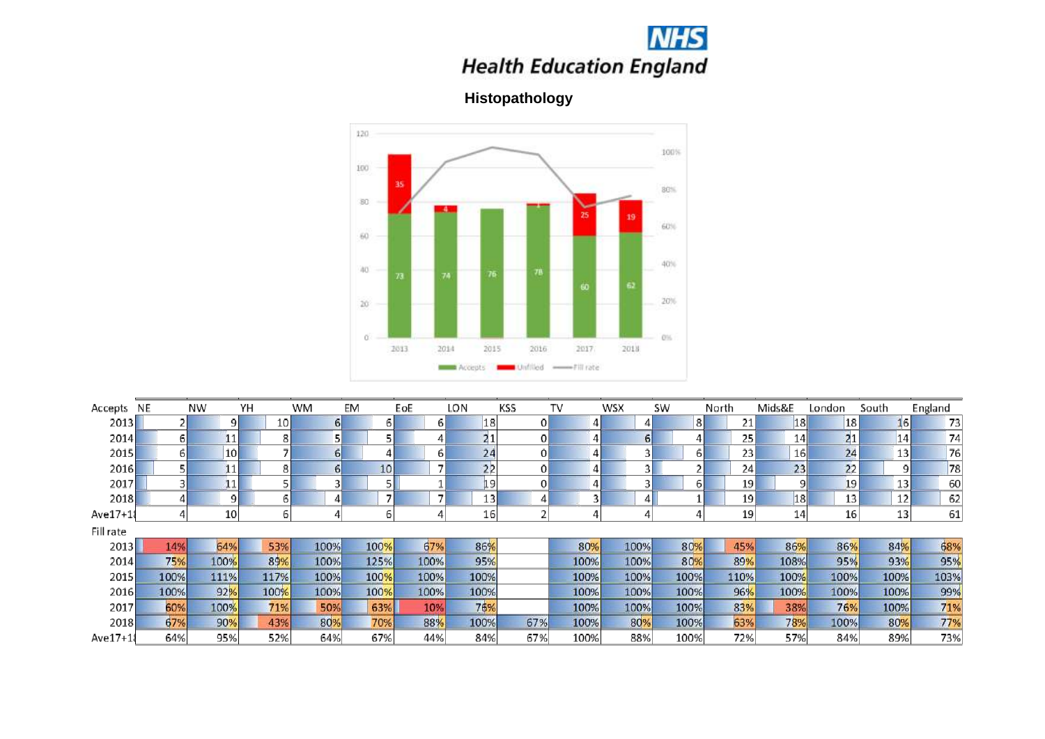**NHS Health Education England**

## Histopathology

| Accepts | NE | NW | YH | WM | EM | EoE | LON | KSS | TV | WSX | SW | North | Mids&E | London | South | England |
|---|---|---|---|---|---|---|---|---|---|---|---|---|---|---|---|---|
| 2013 | 2 | 9 | 10 | 6 | 6 | 6 | 18 | 0 | 4 | 4 | 8 | 21 | 18 | 18 | 16 | 73 |
| 2014 | 6 | 11 | 8 | 5 | 5 | 4 | 21 | 0 | 4 | 6 | 4 | 25 | 14 | 21 | 14 | 74 |
| 2015 | 6 | 10 | 7 | 6 | 4 | 6 | 24 | 0 | 4 | 3 | 6 | 23 | 16 | 24 | 13 | 76 |
| 2016 | 5 | 11 | 8 | 6 | 10 | 7 | 22 | 0 | 4 | 3 | 2 | 24 | 23 | 22 | 9 | 78 |
| 2017 | 3 | 11 | 5 | 3 | 5 | 1 | 19 | 0 | 4 | 3 | 6 | 19 | 9 | 19 | 13 | 60 |
| 2018 | 4 | 9 | 6 | 4 | 7 | 7 | 13 | 4 | 3 | 4 | 1 | 19 | 18 | 13 | 12 | 62 |
| Ave17+1 | 4 | 10 | 6 | 4 | 6 | 4 | 16 | 2 | 4 | 4 | 4 | 19 | 14 | 16 | 13 | 61 |

| Fill rate | NE | NW | YH | WM | EM | EoE | LON | KSS | TV | WSX | SW | North | Mids&E | London | South | England |
|---|---|---|---|---|---|---|---|---|---|---|---|---|---|---|---|---|
| 2013 | 14% | 64% | 53% | 100% | 100% | 67% | 86% | | 80% | 100% | 80% | 45% | 86% | 86% | 84% | 68% |
| 2014 | 75% | 100% | 89% | 100% | 125% | 100% | 95% | | 100% | 100% | 80% | 89% | 108% | 95% | 93% | 95% |
| 2015 | 100% | 111% | 117% | 100% | 100% | 100% | 100% | | 100% | 100% | 100% | 110% | 100% | 100% | 100% | 103% |
| 2016 | 100% | 92% | 100% | 100% | 100% | 100% | 100% | | 100% | 100% | 100% | 96% | 100% | 100% | 100% | 99% |
| 2017 | 60% | 100% | 71% | 50% | 63% | 10% | 76% | | 100% | 100% | 100% | 83% | 38% | 76% | 100% | 71% |
| 2018 | 67% | 90% | 43% | 80% | 70% | 88% | 100% | 67% | 100% | 80% | 100% | 63% | 78% | 100% | 80% | 77% |
| Ave17+1 | 64% | 95% | 52% | 64% | 67% | 44% | 84% | 67% | 100% | 88% | 100% | 72% | 57% | 84% | 89% | 73% |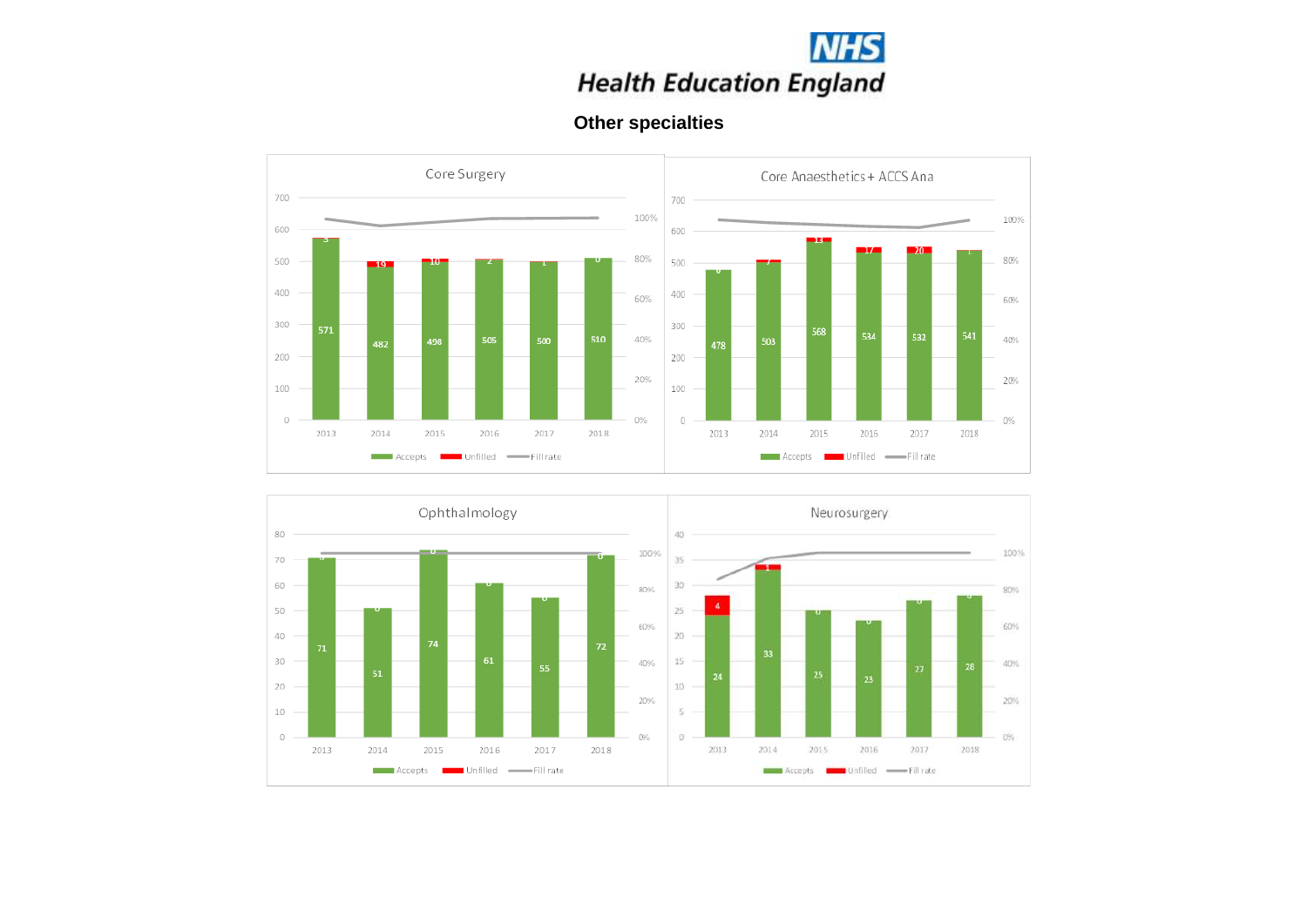# Other specialties

## Core Surgery

| Year | Accepts | Unfilled |
|---|---|---|
| 2013 | 571 | 3 |
| 2014 | 482 | 19 |
| 2015 | 498 | 10 |
| 2016 | 505 | 2 |
| 2017 | 500 | 1 |
| 2018 | 510 | 0 |

## Core Anaesthetics + ACCS Ana

| Year | Accepts | Unfilled |
|---|---|---|
| 2013 | 478 | 0 |
| 2014 | 503 | 7 |
| 2015 | 568 | 13 |
| 2016 | 534 | 17 |
| 2017 | 532 | 20 |
| 2018 | 541 | 1 |

## Ophthalmology

| Year | Accepts | Unfilled |
|---|---|---|
| 2013 | 71 | 0 |
| 2014 | 51 | 0 |
| 2015 | 74 | 0 |
| 2016 | 61 | 0 |
| 2017 | 55 | 0 |
| 2018 | 72 | 0 |

## Neurosurgery

| Year | Accepts | Unfilled |
|---|---|---|
| 2013 | 24 | 4 |
| 2014 | 33 | 1 |
| 2015 | 25 | 0 |
| 2016 | 23 | 0 |
| 2017 | 27 | 0 |
| 2018 | 28 | 0 |

Accepts | Unfilled | Fill rate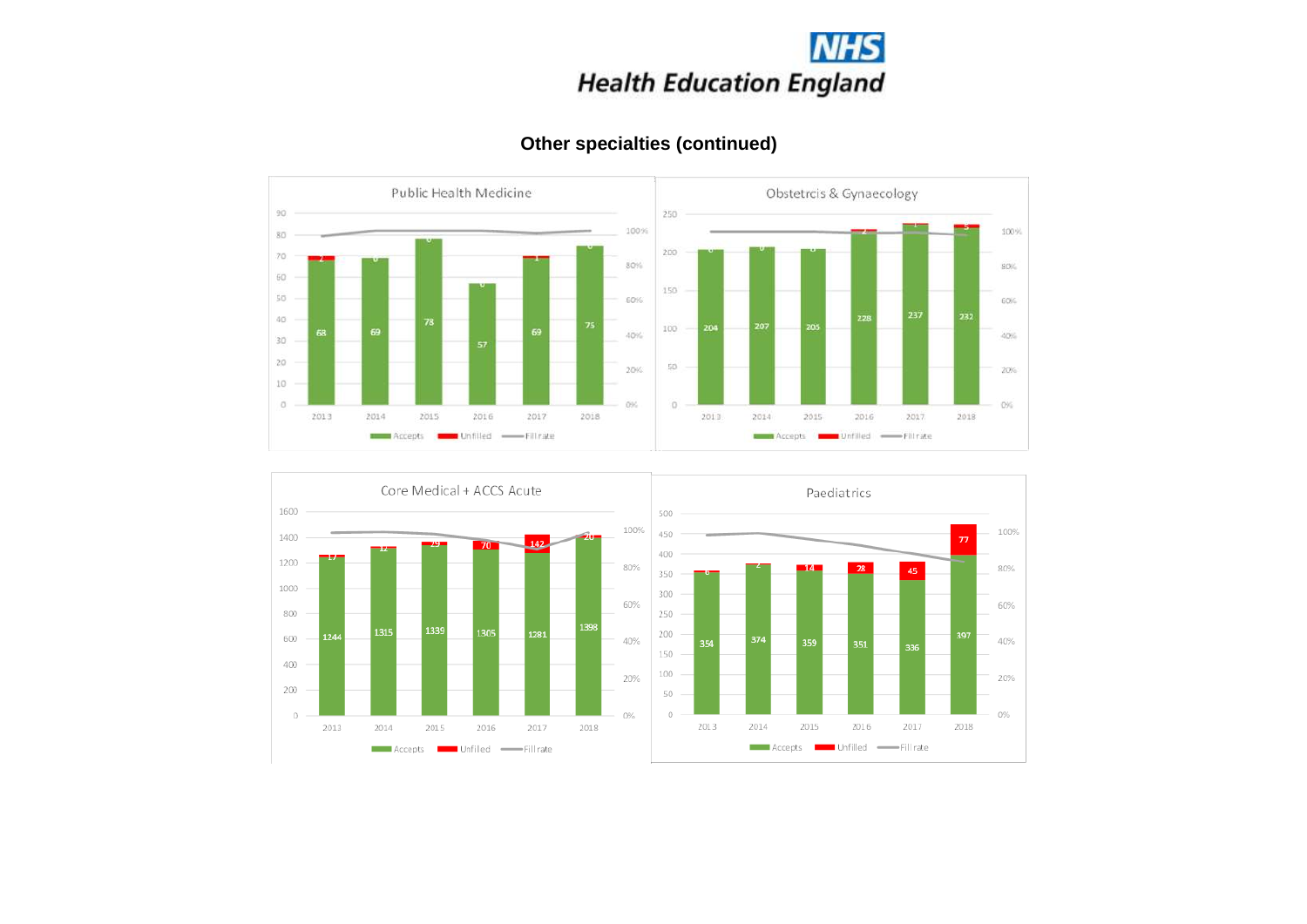# Other specialties (continued)

**Public Health Medicine**

| Year | Accepts | Unfilled |
|---|---|---|
| 2013 | 68 | 2 |
| 2014 | 69 | 0 |
| 2015 | 78 | 0 |
| 2016 | 57 | 0 |
| 2017 | 69 | 1 |
| 2018 | 75 | 0 |

Accepts / Unfilled / Fill rate

**Obstetrcis & Gynaecology**

| Year | Accepts | Unfilled |
|---|---|---|
| 2013 | 204 | 0 |
| 2014 | 207 | 0 |
| 2015 | 205 | 0 |
| 2016 | 228 | 2 |
| 2017 | 237 | 1 |
| 2018 | 232 | 5 |

Accepts / Unfilled / Fill rate

**Core Medical + ACCS Acute**

| Year | Accepts | Unfilled |
|---|---|---|
| 2013 | 1244 | 17 |
| 2014 | 1315 | 12 |
| 2015 | 1339 | 29 |
| 2016 | 1305 | 70 |
| 2017 | 1281 | 142 |
| 2018 | 1398 | 20 |

Accepts / Unfilled / Fill rate

**Paediatrics**

| Year | Accepts | Unfilled |
|---|---|---|
| 2013 | 354 | 6 |
| 2014 | 374 | 2 |
| 2015 | 359 | 14 |
| 2016 | 351 | 28 |
| 2017 | 336 | 45 |
| 2018 | 397 | 77 |

Accepts / Unfilled / Fill rate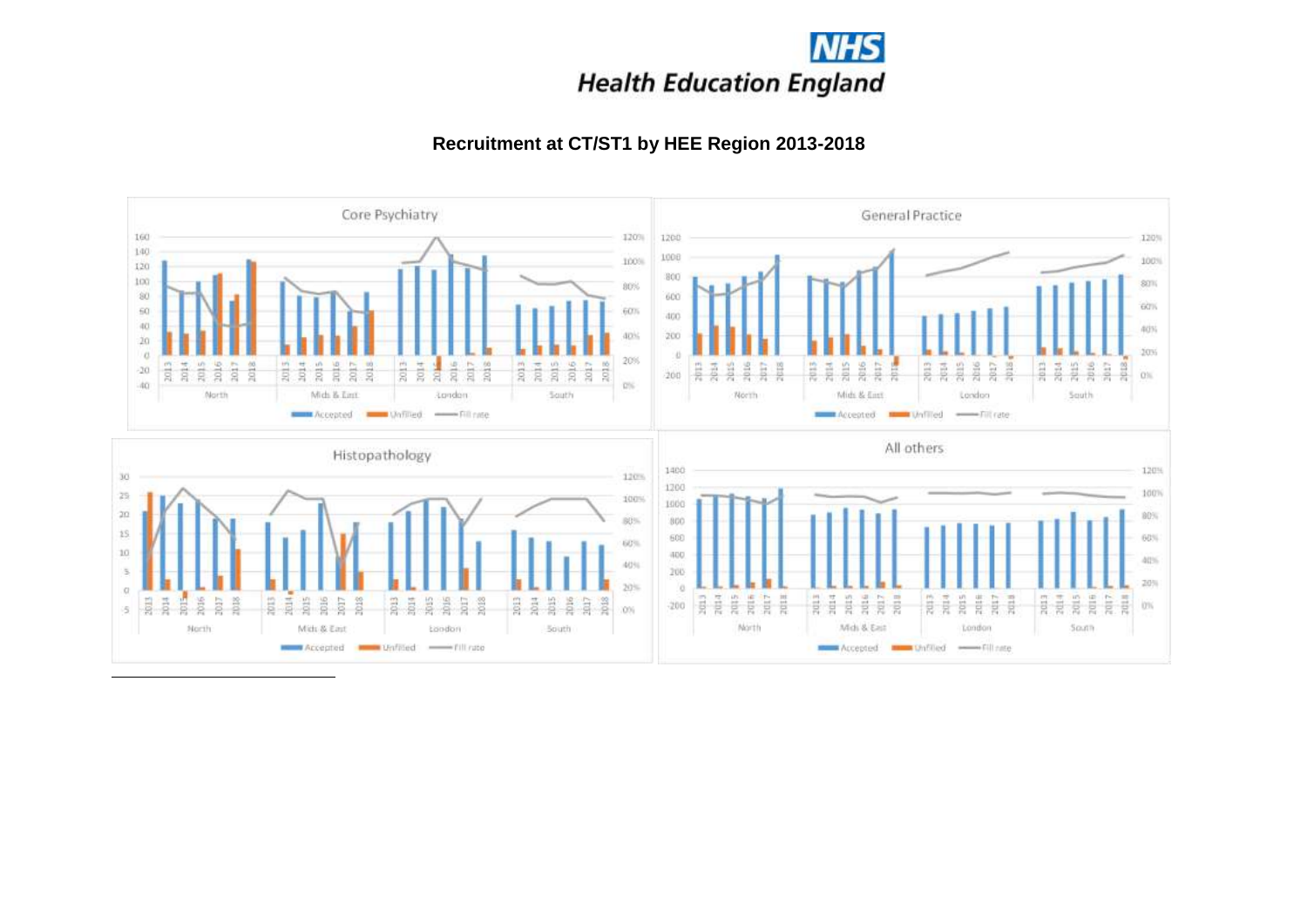**NHS**
*Health Education England*

## Recruitment at CT/ST1 by HEE Region 2013-2018

Core Psychiatry

160
140
120
100
80
60
40
20
0
-20
-40

120%
100%
80%
60%
40%
20%
0%

2013 2014 2015 2016 2017 2018 | 2013 2014 2015 2016 2017 2018 | 2013 2014 2015 2016 2017 2018 | 2013 2014 2015 2016 2017 2018

North | Mids & East | London | South

Accepted | Unfilled | Fill rate

General Practice

1200
1000
800
600
400
200
0
-200

120%
100%
80%
60%
40%
20%
0%

2013 2014 2015 2016 2017 2018 | 2013 2014 2015 2016 2017 2018 | 2013 2014 2015 2016 2017 2018 | 2013 2014 2015 2016 2017 2018

North | Mids & East | London | South

Accepted | Unfilled | Fill rate

Histopathology

30
25
20
15
10
5
0
-5

120%
100%
80%
60%
40%
20%
0%

2013 2014 2015 2016 2017 2018 | 2013 2014 2015 2016 2017 2018 | 2013 2014 2015 2016 2017 2018 | 2013 2014 2015 2016 2017 2018

North | Mids & East | London | South

Accepted | Unfilled | Fill rate

All others

1400
1200
1000
800
600
400
200
0
-200

120%
100%
80%
60%
40%
20%
0%

2013 2014 2015 2016 2017 2018 | 2013 2014 2015 2016 2017 2018 | 2013 2014 2015 2016 2017 2018 | 2013 2014 2015 2016 2017 2018

North | Mids & East | London | South

Accepted | Unfilled | Fill rate